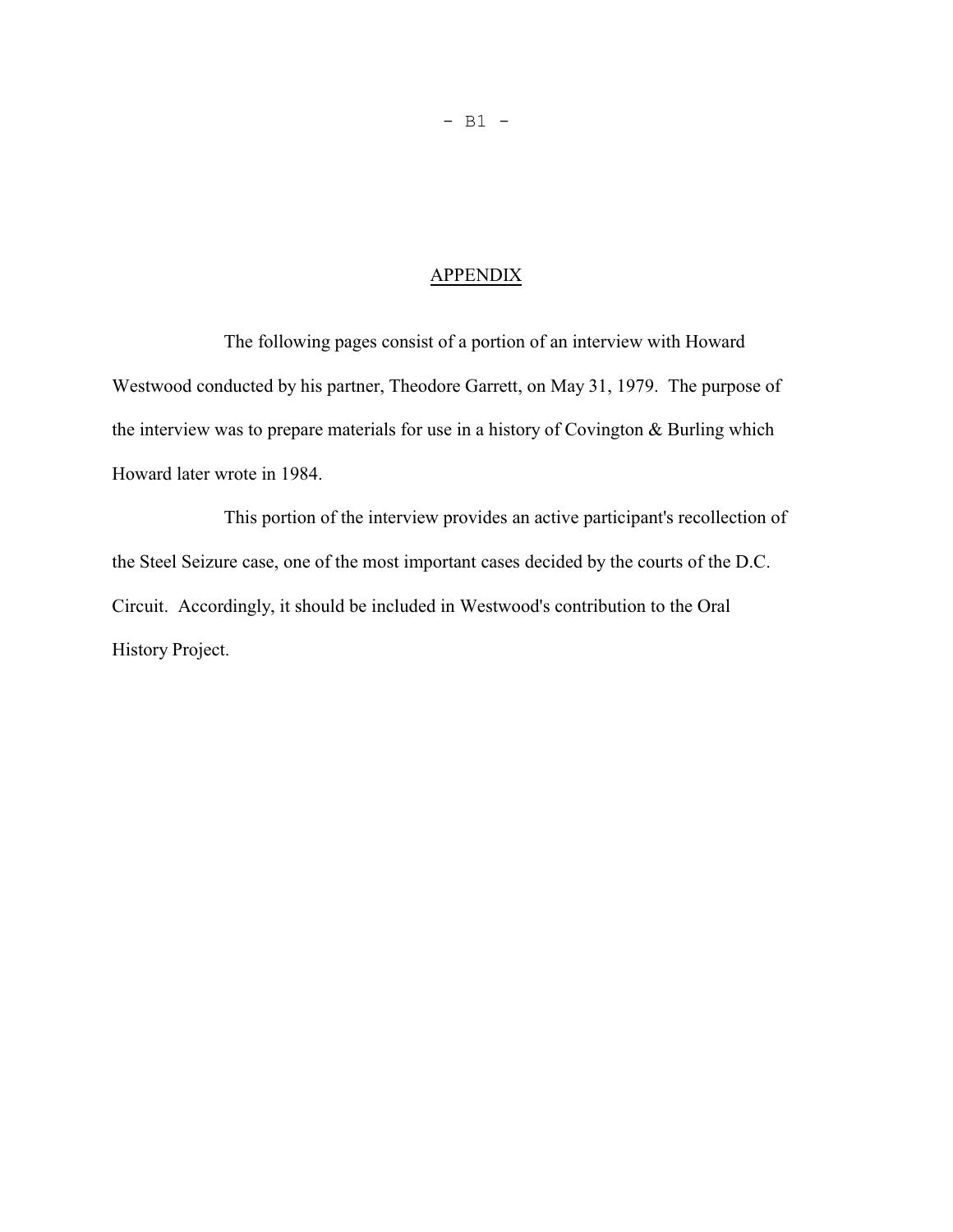# APPENDIX

The following pages consist of a portion of an interview with Howard Westwood conducted by his partner, Theodore Garrett, on May 31, 1979. The purpose of the interview was to prepare materials for use in a history of Covington & Burling which Howard later wrote in 1984.

This portion of the interview provides an active participant's recollection of the Steel Seizure case, one of the most important cases decided by the courts of the D.C. Circuit. Accordingly, it should be included in Westwood's contribution to the Oral History Project.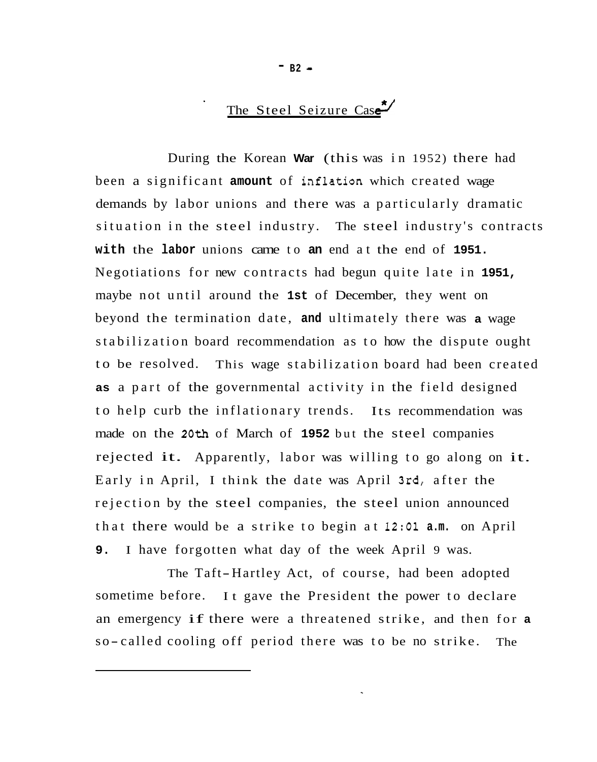## The Steel Seizure Case*/

During the Korean War (this was in 1952) there had been a significant amount of inflation which created wage demands by labor unions and there was a particularly dramatic situation in the steel industry. The steel industry's contracts with the labor unions came to an end at the end of 1951. Negotiations for new contracts had begun quite late in 1951, maybe not until around the 1st of December, they went on beyond the termination date, and ultimately there was a wage stabilization board recommendation as to how the dispute ought to be resolved. This wage stabilization board had been created as a part of the governmental activity in the field designed to help curb the inflationary trends. Its recommendation was made on the 20th of March of 1952 but the steel companies rejected it. Apparently, labor was willing to go along on it. Early in April, I think the date was April 3rd, after the rejection by the steel companies, the steel union announced that there would be a strike to begin at 12:01 a.m. on April 9. I have forgotten what day of the week April 9 was.

The Taft-Hartley Act, of course, had been adopted sometime before. It gave the President the power to declare an emergency if there were a threatened strike, and then for a so-called cooling off period there was to be no strike. The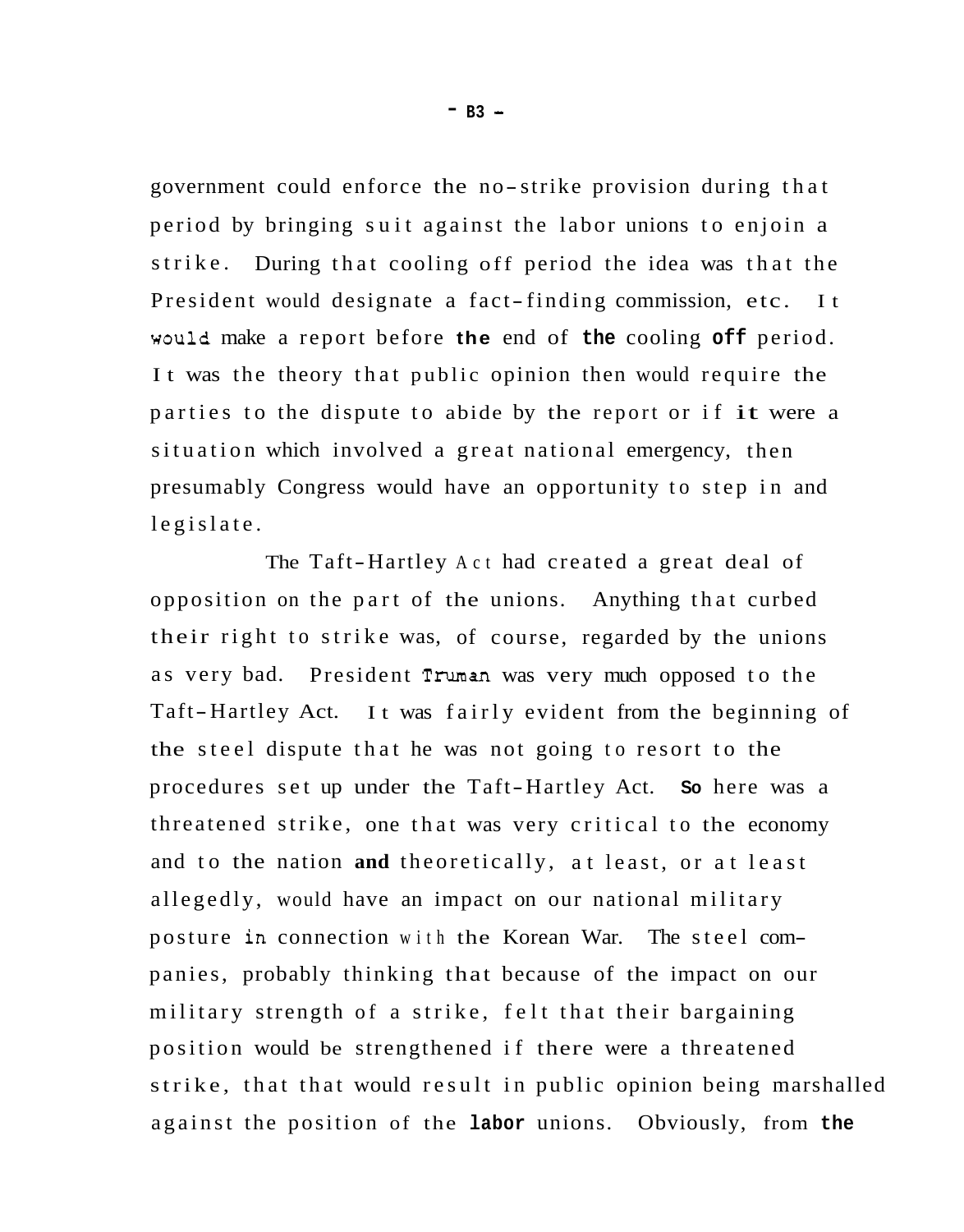government could enforce the no-strike provision during that period by bringing suit against the labor unions to enjoin a strike. During that cooling off period the idea was that the President would designate a fact-finding commission, etc. It would make a report before the end of the cooling off period. It was the theory that public opinion then would require the parties to the dispute to abide by the report or if it were a situation which involved a great national emergency, then presumably Congress would have an opportunity to step in and legislate.

The Taft-Hartley Act had created a great deal of opposition on the part of the unions. Anything that curbed their right to strike was, of course, regarded by the unions as very bad. President Truman was very much opposed to the Taft-Hartley Act. It was fairly evident from the beginning of the steel dispute that he was not going to resort to the procedures set up under the Taft-Hartley Act. So here was a threatened strike, one that was very critical to the economy and to the nation and theoretically, at least, or at least allegedly, would have an impact on our national military posture in connection with the Korean War. The steel companies, probably thinking that because of the impact on our military strength of a strike, felt that their bargaining position would be strengthened if there were a threatened strike, that that would result in public opinion being marshalled against the position of the labor unions. Obviously, from the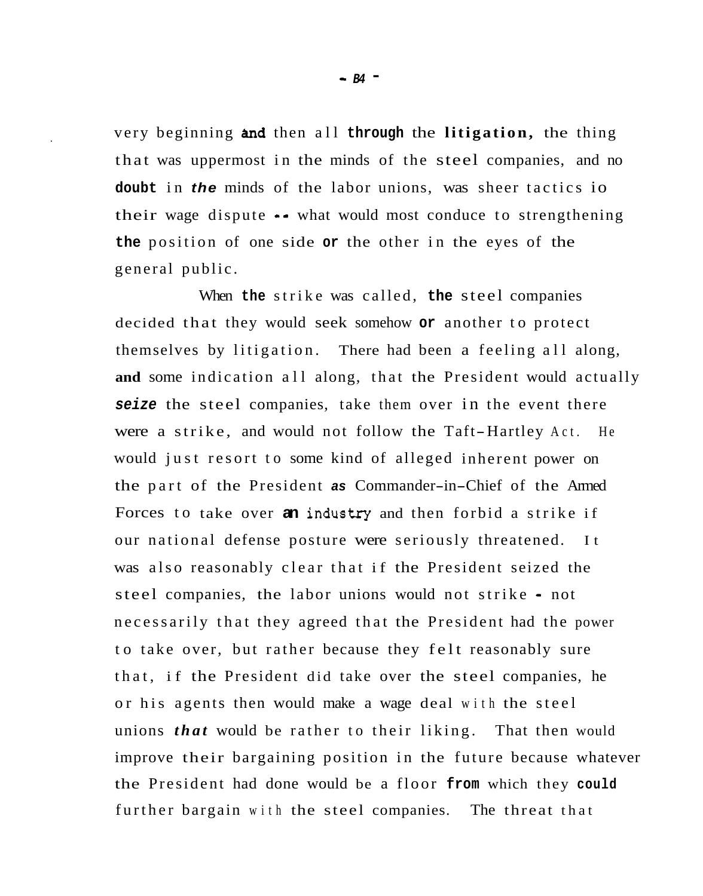very beginning and then all through the litigation, the thing that was uppermost in the minds of the steel companies, and no doubt in the minds of the labor unions, was sheer tactics io their wage dispute -- what would most conduce to strengthening the position of one side or the other in the eyes of the general public.

When the strike was called, the steel companies decided that they would seek somehow or another to protect themselves by litigation. There had been a feeling all along, and some indication all along, that the President would actually *seize* the steel companies, take them over in the event there were a strike, and would not follow the Taft-Hartley Act. He would just resort to some kind of alleged inherent power on the part of the President as Commander-in-Chief of the Armed Forces to take over an industry and then forbid a strike if our national defense posture were seriously threatened. It was also reasonably clear that if the President seized the steel companies, the labor unions would not strike - not necessarily that they agreed that the President had the power to take over, but rather because they felt reasonably sure that, if the President did take over the steel companies, he or his agents then would make a wage deal with the steel unions *that* would be rather to their liking. That then would improve their bargaining position in the future because whatever the President had done would be a floor from which they could further bargain with the steel companies. The threat that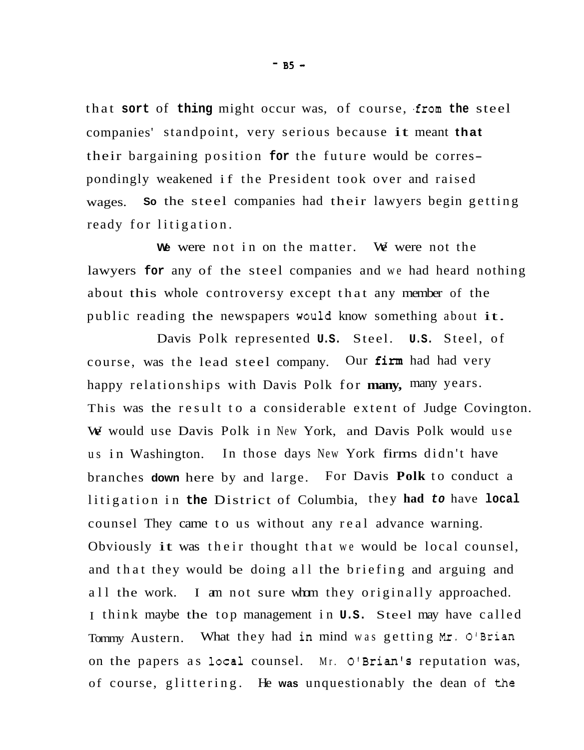that sort of thing might occur was, of course, from the steel companies' standpoint, very serious because it meant that their bargaining position for the future would be correspondingly weakened if the President took over and raised wages. So the steel companies had their lawyers begin getting ready for litigation.

We were not in on the matter. We were not the lawyers for any of the steel companies and we had heard nothing about this whole controversy except that any member of the public reading the newspapers would know something about it.

Davis Polk represented U.S. Steel. U.S. Steel, of course, was the lead steel company. Our firm had had very happy relationships with Davis Polk for many, many years. This was the result to a considerable extent of Judge Covington. We would use Davis Polk in New York, and Davis Polk would use us in Washington. In those days New York firms didn't have branches down here by and large. For Davis Polk to conduct a litigation in the District of Columbia, they had to have local counsel They came to us without any real advance warning. Obviously it was their thought that we would be local counsel, and that they would be doing all the briefing and arguing and all the work. I am not sure whom they originally approached. I think maybe the top management in U.S. Steel may have called Tommy Austern. What they had in mind was getting Mr. O'Brian on the papers as local counsel. Mr. O'Brian's reputation was, of course, glittering. He was unquestionably the dean of the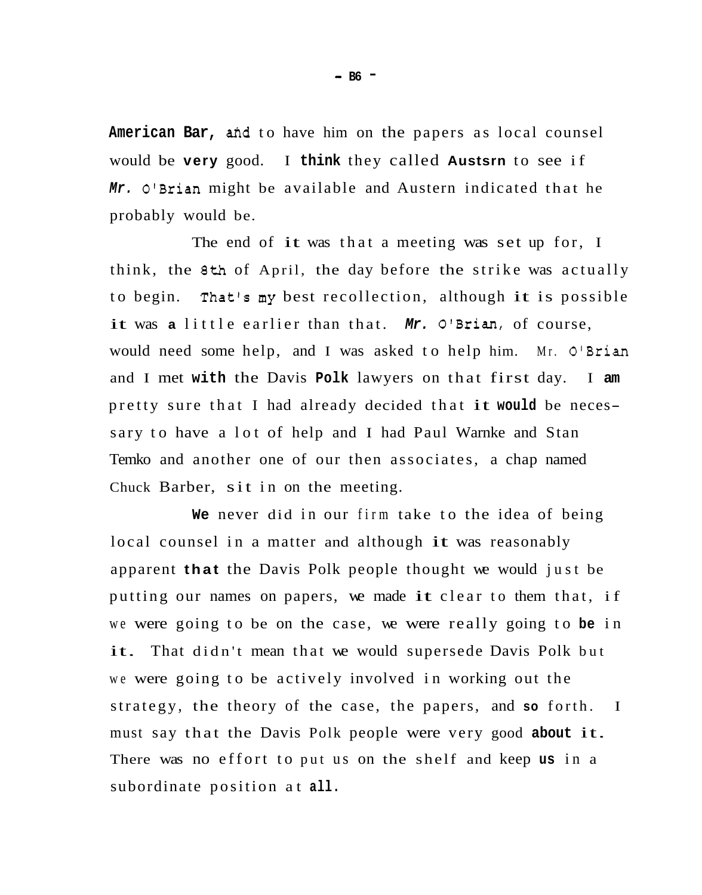American Bar, and to have him on the papers as local counsel would be very good. I think they called Austsrn to see if Mr. O'Brian might be available and Austern indicated that he probably would be.

The end of it was that a meeting was set up for, I think, the 8th of April, the day before the strike was actually to begin. That's my best recollection, although it is possible it was a little earlier than that. Mr. O'Brian, of course, would need some help, and I was asked to help him. Mr. O'Brian and I met with the Davis Polk lawyers on that first day. I am pretty sure that I had already decided that it would be necessary to have a lot of help and I had Paul Warnke and Stan Temko and another one of our then associates, a chap named Chuck Barber, sit in on the meeting.

We never did in our firm take to the idea of being local counsel in a matter and although it was reasonably apparent that the Davis Polk people thought we would just be putting our names on papers, we made it clear to them that, if we were going to be on the case, we were really going to be in it. That didn't mean that we would supersede Davis Polk but we were going to be actively involved in working out the strategy, the theory of the case, the papers, and so forth. I must say that the Davis Polk people were very good about it. There was no effort to put us on the shelf and keep us in a subordinate position at all.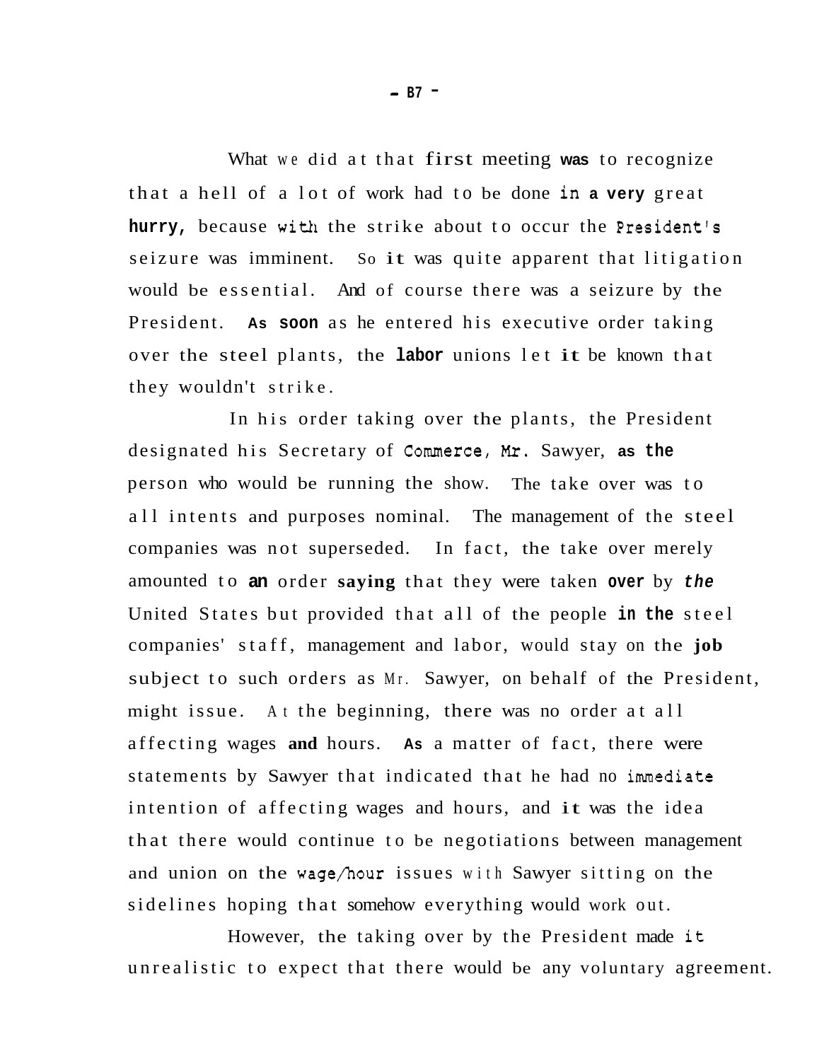What we did at that first meeting was to recognize that a hell of a lot of work had to be done in a very great hurry, because with the strike about to occur the President's seizure was imminent. So it was quite apparent that litigation would be essential. And of course there was a seizure by the President. As soon as he entered his executive order taking over the steel plants, the labor unions let it be known that they wouldn't strike.

In his order taking over the plants, the President designated his Secretary of Commerce, Mr. Sawyer, as the person who would be running the show. The take over was to all intents and purposes nominal. The management of the steel companies was not superseded. In fact, the take over merely amounted to an order saying that they were taken over by the United States but provided that all of the people in the steel companies' staff, management and labor, would stay on the job subject to such orders as Mr. Sawyer, on behalf of the President, might issue. At the beginning, there was no order at all affecting wages and hours. As a matter of fact, there were statements by Sawyer that indicated that he had no immediate intention of affecting wages and hours, and it was the idea that there would continue to be negotiations between management and union on the wage/hour issues with Sawyer sitting on the sidelines hoping that somehow everything would work out.

However, the taking over by the President made it unrealistic to expect that there would be any voluntary agreement.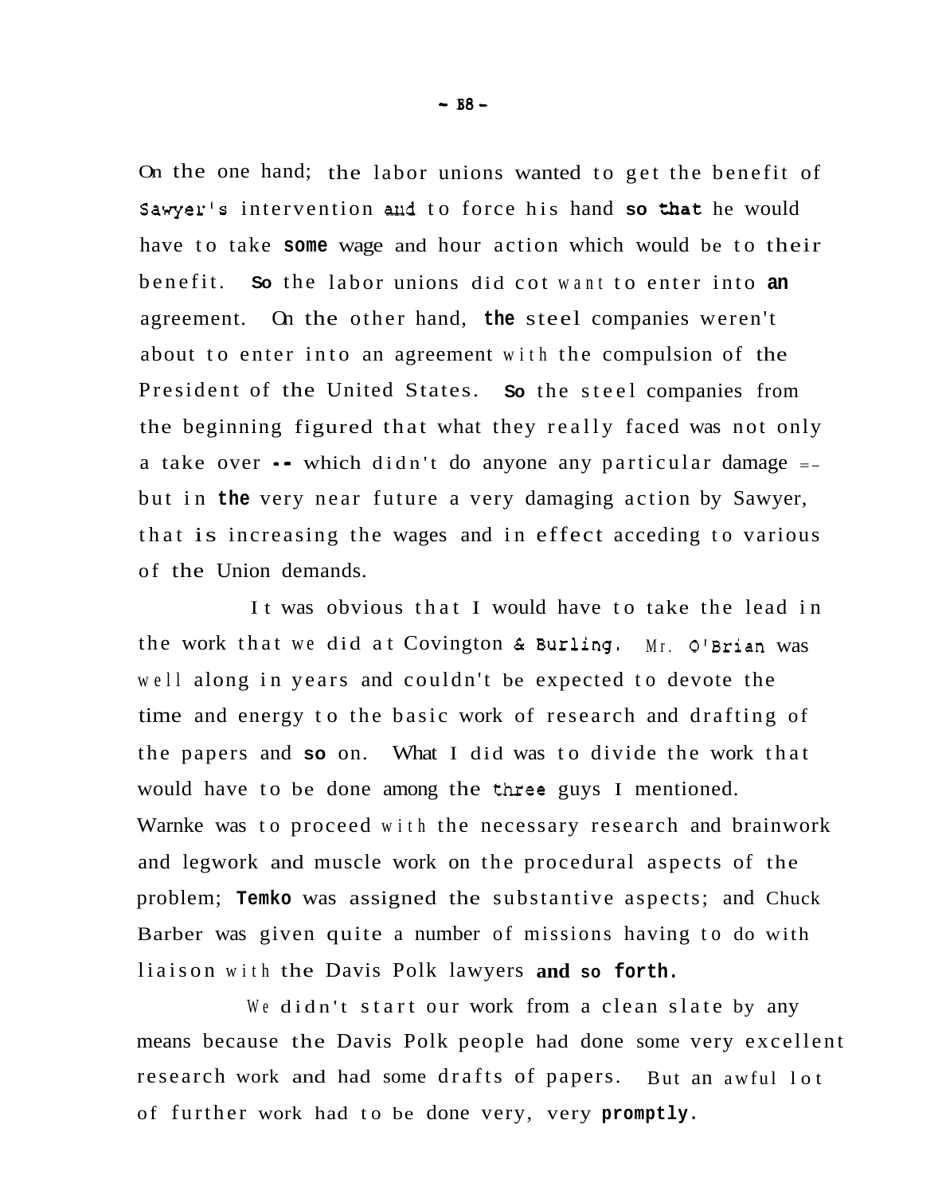On the one hand; the labor unions wanted to get the benefit of Sawyer's intervention and to force his hand so that he would have to take some wage and hour action which would be to their benefit. So the labor unions did cot want to enter into an agreement. On the other hand, the steel companies weren't about to enter into an agreement with the compulsion of the President of the United States. So the steel companies from the beginning figured that what they really faced was not only a take over -- which didn't do anyone any particular damage -- but in the very near future a very damaging action by Sawyer, that is increasing the wages and in effect acceding to various of the Union demands.

It was obvious that I would have to take the lead in the work that we did at Covington & Burling. Mr. O'Brian was well along in years and couldn't be expected to devote the time and energy to the basic work of research and drafting of the papers and so on. What I did was to divide the work that would have to be done among the three guys I mentioned. Warnke was to proceed with the necessary research and brainwork and legwork and muscle work on the procedural aspects of the problem; Temko was assigned the substantive aspects; and Chuck Barber was given quite a number of missions having to do with liaison with the Davis Polk lawyers and so forth.

We didn't start our work from a clean slate by any means because the Davis Polk people had done some very excellent research work and had some drafts of papers. But an awful lot of further work had to be done very, very promptly.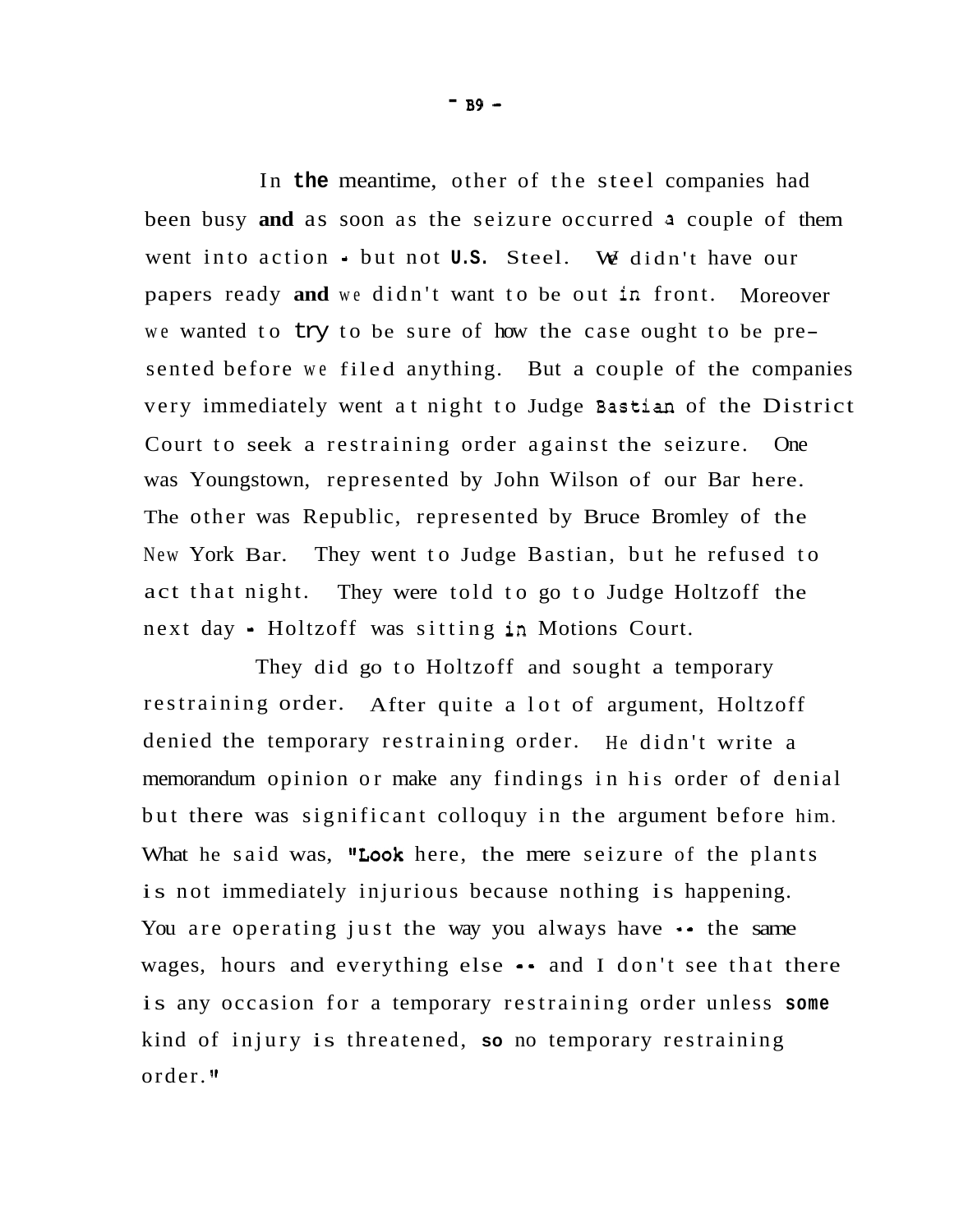In the meantime, other of the steel companies had been busy and as soon as the seizure occurred a couple of them went into action - but not U.S. Steel. We didn't have our papers ready and we didn't want to be out in front. Moreover we wanted to try to be sure of how the case ought to be presented before we filed anything. But a couple of the companies very immediately went at night to Judge Bastian of the District Court to seek a restraining order against the seizure. One was Youngstown, represented by John Wilson of our Bar here. The other was Republic, represented by Bruce Bromley of the New York Bar. They went to Judge Bastian, but he refused to act that night. They were told to go to Judge Holtzoff the next day - Holtzoff was sitting in Motions Court.

They did go to Holtzoff and sought a temporary restraining order. After quite a lot of argument, Holtzoff denied the temporary restraining order. He didn't write a memorandum opinion or make any findings in his order of denial but there was significant colloquy in the argument before him. What he said was, "Look here, the mere seizure of the plants is not immediately injurious because nothing is happening. You are operating just the way you always have -- the same wages, hours and everything else -- and I don't see that there is any occasion for a temporary restraining order unless some kind of injury is threatened, so no temporary restraining order."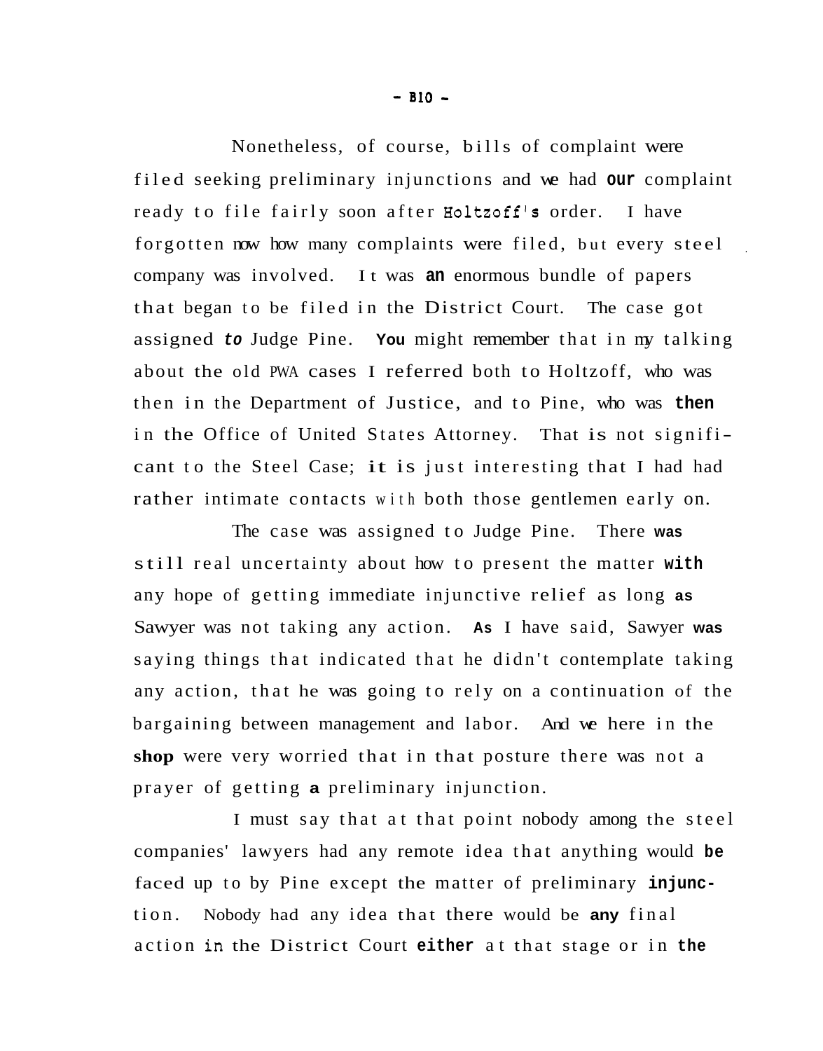Nonetheless, of course, bills of complaint were filed seeking preliminary injunctions and we had our complaint ready to file fairly soon after Holtzoff's order. I have forgotten now how many complaints were filed, but every steel company was involved. It was an enormous bundle of papers that began to be filed in the District Court. The case got assigned to Judge Pine. You might remember that in my talking about the old PWA cases I referred both to Holtzoff, who was then in the Department of Justice, and to Pine, who was then in the Office of United States Attorney. That is not significant to the Steel Case; it is just interesting that I had had rather intimate contacts with both those gentlemen early on.

The case was assigned to Judge Pine. There was still real uncertainty about how to present the matter with any hope of getting immediate injunctive relief as long as Sawyer was not taking any action. As I have said, Sawyer was saying things that indicated that he didn't contemplate taking any action, that he was going to rely on a continuation of the bargaining between management and labor. And we here in the shop were very worried that in that posture there was not a prayer of getting a preliminary injunction.

I must say that at that point nobody among the steel companies' lawyers had any remote idea that anything would be faced up to by Pine except the matter of preliminary injunction. Nobody had any idea that there would be any final action in the District Court either at that stage or in the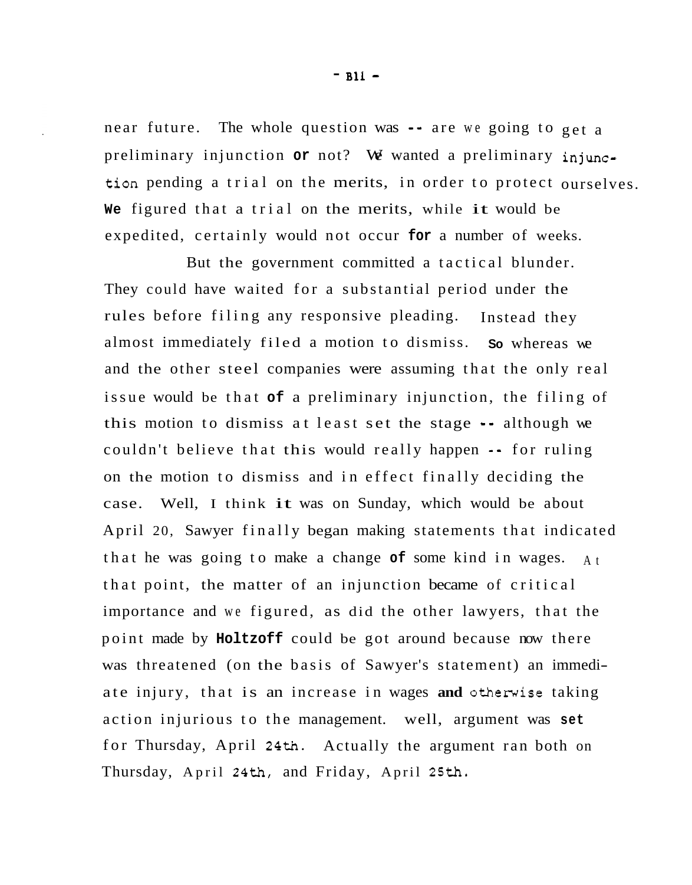near future. The whole question was -- are we going to get a preliminary injunction or not? We wanted a preliminary injunction pending a trial on the merits, in order to protect ourselves. We figured that a trial on the merits, while it would be expedited, certainly would not occur for a number of weeks.

But the government committed a tactical blunder. They could have waited for a substantial period under the rules before filing any responsive pleading. Instead they almost immediately filed a motion to dismiss. So whereas we and the other steel companies were assuming that the only real issue would be that of a preliminary injunction, the filing of this motion to dismiss at least set the stage -- although we couldn't believe that this would really happen -- for ruling on the motion to dismiss and in effect finally deciding the case. Well, I think it was on Sunday, which would be about April 20, Sawyer finally began making statements that indicated that he was going to make a change of some kind in wages. At that point, the matter of an injunction became of critical importance and we figured, as did the other lawyers, that the point made by Holtzoff could be got around because now there was threatened (on the basis of Sawyer's statement) an immediate injury, that is an increase in wages and otherwise taking action injurious to the management. well, argument was set for Thursday, April 24th. Actually the argument ran both on Thursday, April 24th, and Friday, April 25th.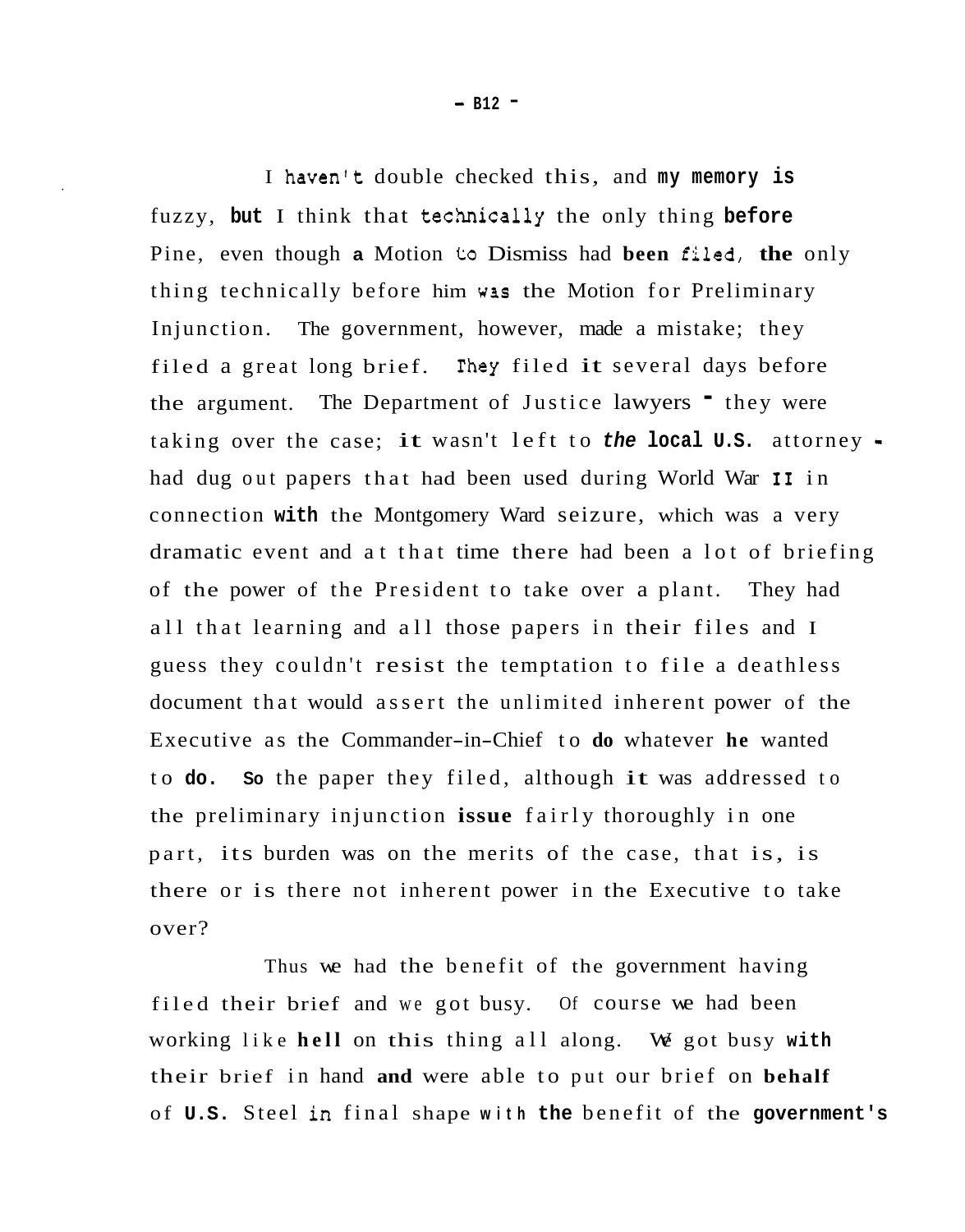I haven't double checked this, and my memory is fuzzy, but I think that technically the only thing before Pine, even though a Motion to Dismiss had been filed, the only thing technically before him was the Motion for Preliminary Injunction. The government, however, made a mistake; they filed a great long brief. They filed it several days before the argument. The Department of Justice lawyers - they were taking over the case; it wasn't left to the local U.S. attorney - had dug out papers that had been used during World War II in connection with the Montgomery Ward seizure, which was a very dramatic event and at that time there had been a lot of briefing of the power of the President to take over a plant. They had all that learning and all those papers in their files and I guess they couldn't resist the temptation to file a deathless document that would assert the unlimited inherent power of the Executive as the Commander-in-Chief to do whatever he wanted to do. So the paper they filed, although it was addressed to the preliminary injunction issue fairly thoroughly in one part, its burden was on the merits of the case, that is, is there or is there not inherent power in the Executive to take over?

Thus we had the benefit of the government having filed their brief and we got busy. Of course we had been working like hell on this thing all along. We got busy with their brief in hand and were able to put our brief on behalf of U.S. Steel in final shape with the benefit of the government's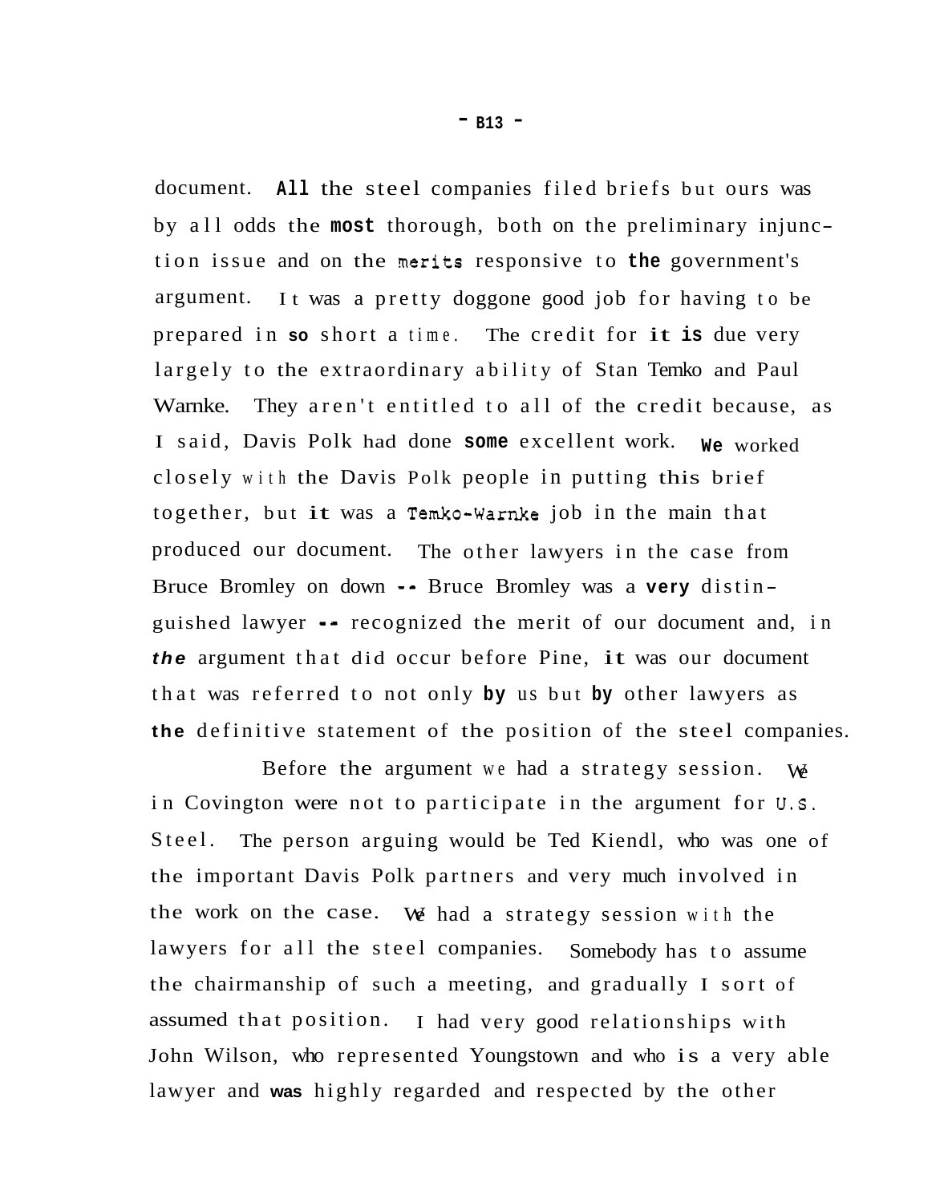document. All the steel companies filed briefs but ours was by all odds the most thorough, both on the preliminary injunction issue and on the merits responsive to the government's argument. It was a pretty doggone good job for having to be prepared in so short a time. The credit for it is due very largely to the extraordinary ability of Stan Temko and Paul Warnke. They aren't entitled to all of the credit because, as I said, Davis Polk had done some excellent work. We worked closely with the Davis Polk people in putting this brief together, but it was a Temko-Warnke job in the main that produced our document. The other lawyers in the case from Bruce Bromley on down -- Bruce Bromley was a very distinguished lawyer -- recognized the merit of our document and, in the argument that did occur before Pine, it was our document that was referred to not only by us but by other lawyers as the definitive statement of the position of the steel companies.

Before the argument we had a strategy session. We in Covington were not to participate in the argument for U.S. Steel. The person arguing would be Ted Kiendl, who was one of the important Davis Polk partners and very much involved in the work on the case. We had a strategy session with the lawyers for all the steel companies. Somebody has to assume the chairmanship of such a meeting, and gradually I sort of assumed that position. I had very good relationships with John Wilson, who represented Youngstown and who is a very able lawyer and was highly regarded and respected by the other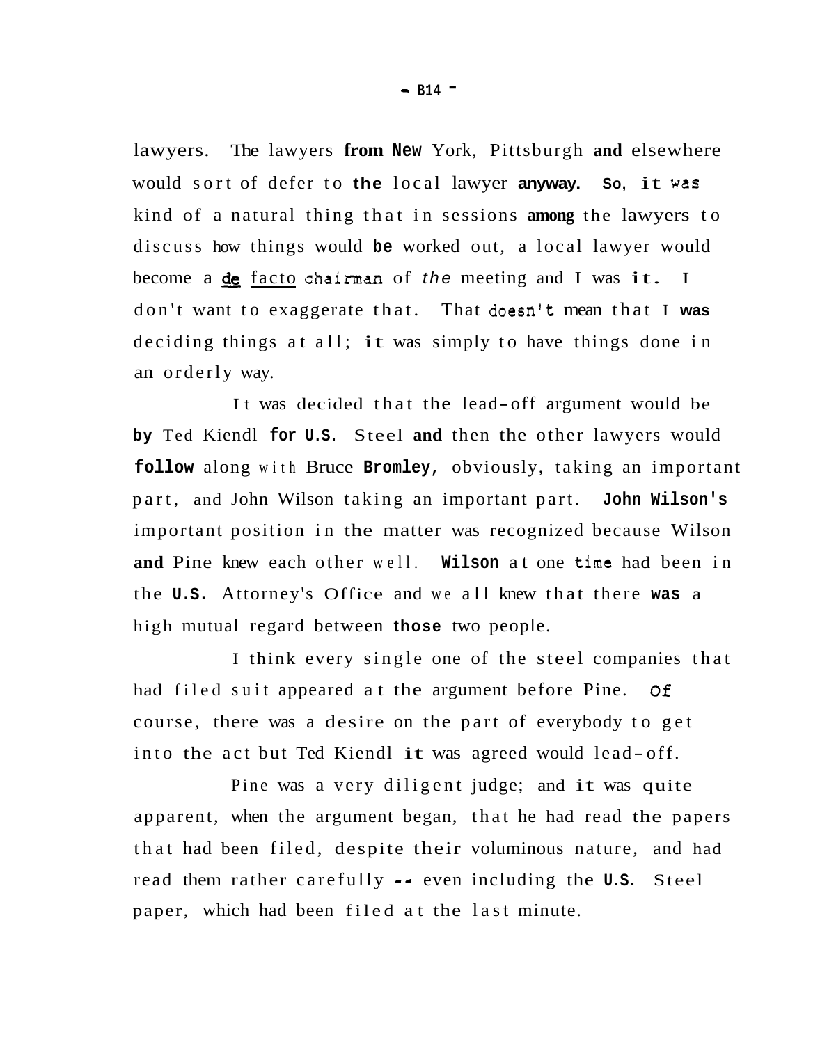lawyers. The lawyers from New York, Pittsburgh and elsewhere would sort of defer to the local lawyer anyway. So, it was kind of a natural thing that in sessions among the lawyers to discuss how things would be worked out, a local lawyer would become a de facto chairman of the meeting and I was it. I don't want to exaggerate that. That doesn't mean that I was deciding things at all; it was simply to have things done in an orderly way.

It was decided that the lead-off argument would be by Ted Kiendl for U.S. Steel and then the other lawyers would follow along with Bruce Bromley, obviously, taking an important part, and John Wilson taking an important part. John Wilson's important position in the matter was recognized because Wilson and Pine knew each other well. Wilson at one time had been in the U.S. Attorney's Office and we all knew that there was a high mutual regard between those two people.

I think every single one of the steel companies that had filed suit appeared at the argument before Pine. Of course, there was a desire on the part of everybody to get into the act but Ted Kiendl it was agreed would lead-off.

Pine was a very diligent judge; and it was quite apparent, when the argument began, that he had read the papers that had been filed, despite their voluminous nature, and had read them rather carefully -- even including the U.S. Steel paper, which had been filed at the last minute.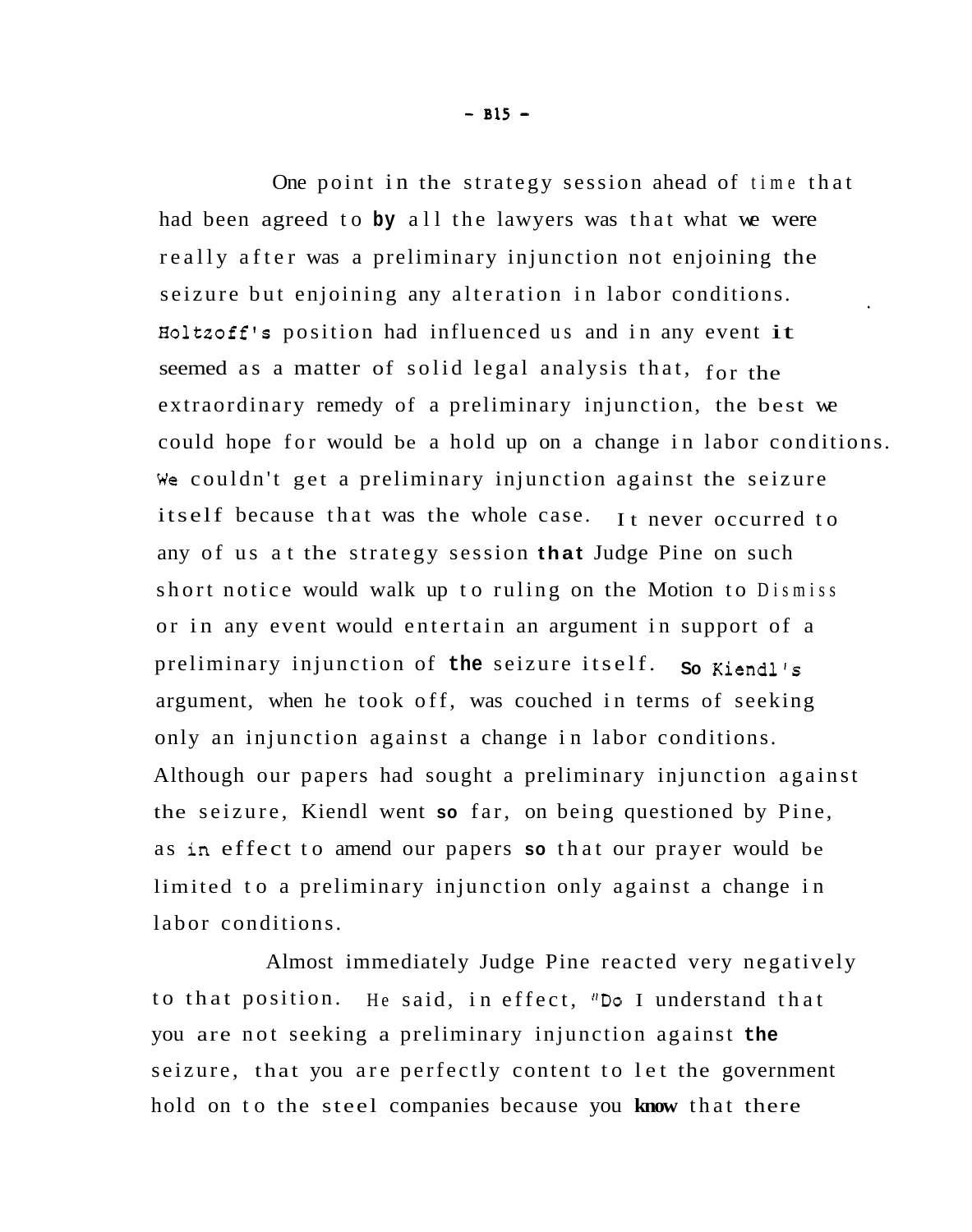One point in the strategy session ahead of time that had been agreed to by all the lawyers was that what we were really after was a preliminary injunction not enjoining the seizure but enjoining any alteration in labor conditions. Holtzoff's position had influenced us and in any event it seemed as a matter of solid legal analysis that, for the extraordinary remedy of a preliminary injunction, the best we could hope for would be a hold up on a change in labor conditions. We couldn't get a preliminary injunction against the seizure itself because that was the whole case. It never occurred to any of us at the strategy session that Judge Pine on such short notice would walk up to ruling on the Motion to Dismiss or in any event would entertain an argument in support of a preliminary injunction of the seizure itself. So Kiendl's argument, when he took off, was couched in terms of seeking only an injunction against a change in labor conditions. Although our papers had sought a preliminary injunction against the seizure, Kiendl went so far, on being questioned by Pine, as in effect to amend our papers so that our prayer would be limited to a preliminary injunction only against a change in labor conditions.

Almost immediately Judge Pine reacted very negatively to that position. He said, in effect, "Do I understand that you are not seeking a preliminary injunction against the seizure, that you are perfectly content to let the government hold on to the steel companies because you know that there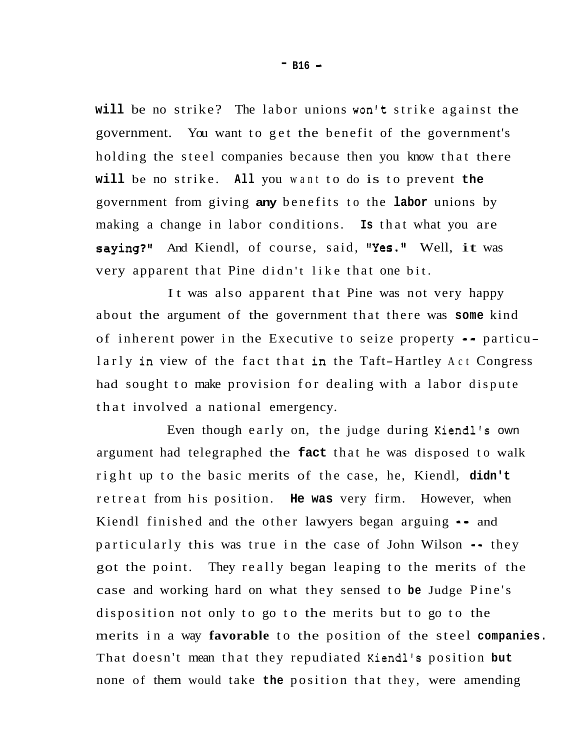will be no strike? The labor unions won't strike against the government. You want to get the benefit of the government's holding the steel companies because then you know that there will be no strike. All you want to do is to prevent the government from giving any benefits to the labor unions by making a change in labor conditions. Is that what you are saying?" And Kiendl, of course, said, "Yes." Well, it was very apparent that Pine didn't like that one bit.

It was also apparent that Pine was not very happy about the argument of the government that there was some kind of inherent power in the Executive to seize property -- particularly in view of the fact that in the Taft-Hartley Act Congress had sought to make provision for dealing with a labor dispute that involved a national emergency.

Even though early on, the judge during Kiendl's own argument had telegraphed the fact that he was disposed to walk right up to the basic merits of the case, he, Kiendl, didn't retreat from his position. He was very firm. However, when Kiendl finished and the other lawyers began arguing -- and particularly this was true in the case of John Wilson -- they got the point. They really began leaping to the merits of the case and working hard on what they sensed to be Judge Pine's disposition not only to go to the merits but to go to the merits in a way favorable to the position of the steel companies. That doesn't mean that they repudiated Kiendl's position but none of them would take the position that they, were amending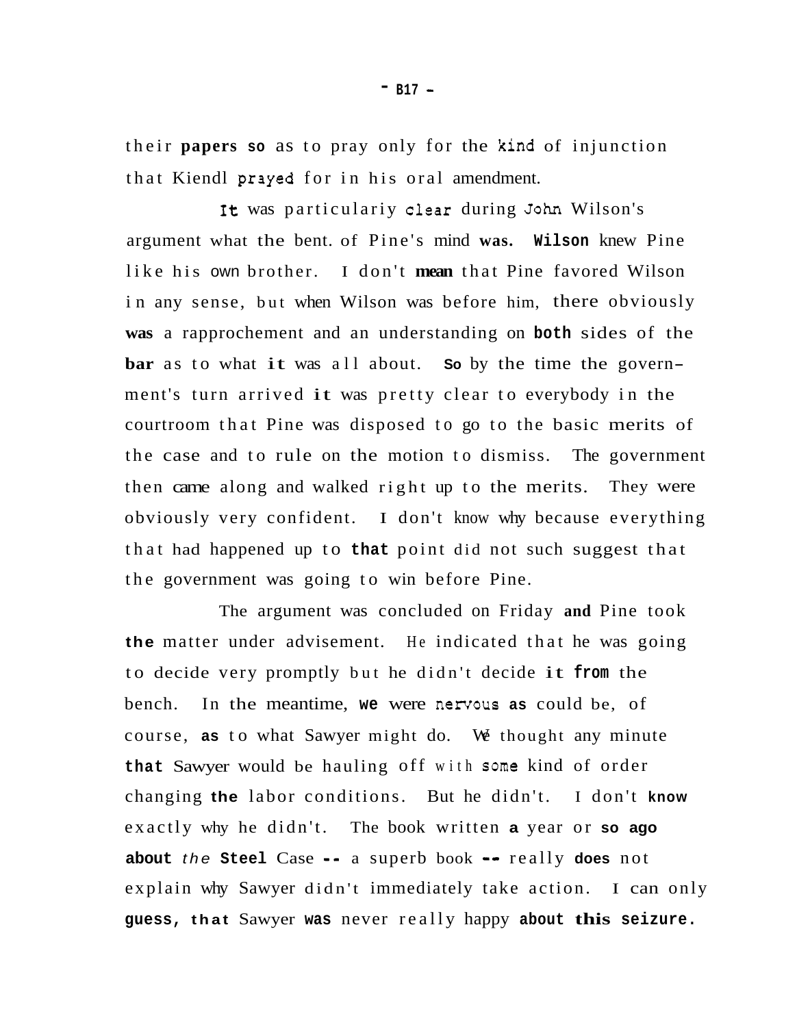their papers so as to pray only for the kind of injunction that Kiendl prayed for in his oral amendment.

It was particulariy clear during John Wilson's argument what the bent. of Pine's mind was. Wilson knew Pine like his own brother. I don't mean that Pine favored Wilson in any sense, but when Wilson was before him, there obviously was a rapprochement and an understanding on both sides of the bar as to what it was all about. So by the time the government's turn arrived it was pretty clear to everybody in the courtroom that Pine was disposed to go to the basic merits of the case and to rule on the motion to dismiss. The government then came along and walked right up to the merits. They were obviously very confident. I don't know why because everything that had happened up to that point did not such suggest that the government was going to win before Pine.

The argument was concluded on Friday and Pine took the matter under advisement. He indicated that he was going to decide very promptly but he didn't decide it from the bench. In the meantime, we were nervous as could be, of course, as to what Sawyer might do. We thought any minute that Sawyer would be hauling off with some kind of order changing the labor conditions. But he didn't. I don't know exactly why he didn't. The book written a year or so ago about *the* Steel Case -- a superb book -- really does not explain why Sawyer didn't immediately take action. I can only guess, that Sawyer was never really happy about this seizure.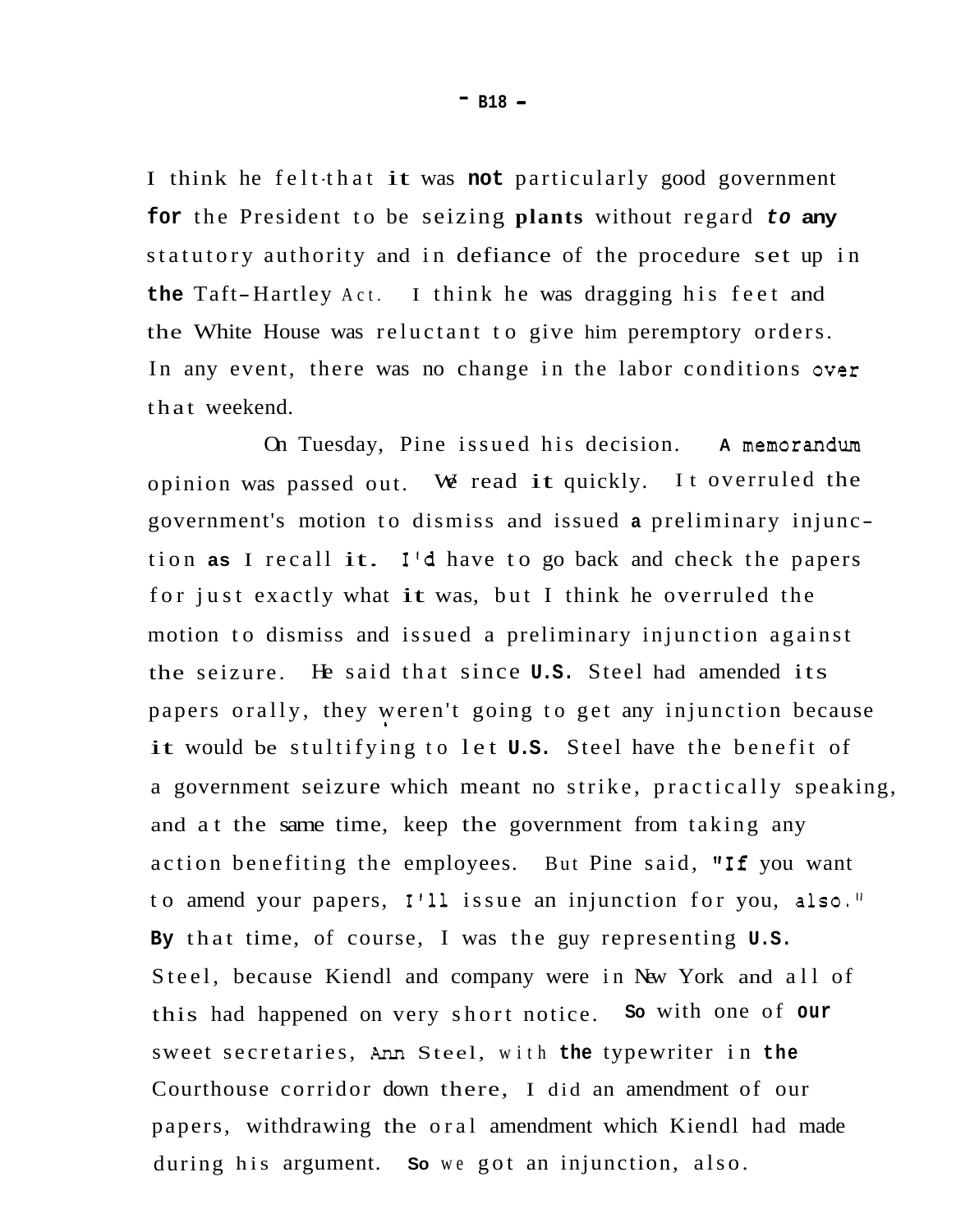I think he felt that it was not particularly good government for the President to be seizing plants without regard to any statutory authority and in defiance of the procedure set up in the Taft-Hartley Act. I think he was dragging his feet and the White House was reluctant to give him peremptory orders. In any event, there was no change in the labor conditions over that weekend.

On Tuesday, Pine issued his decision. A memorandum opinion was passed out. We read it quickly. It overruled the government's motion to dismiss and issued a preliminary injunction as I recall it. I'd have to go back and check the papers for just exactly what it was, but I think he overruled the motion to dismiss and issued a preliminary injunction against the seizure. He said that since U.S. Steel had amended its papers orally, they weren't going to get any injunction because it would be stultifying to let U.S. Steel have the benefit of a government seizure which meant no strike, practically speaking, and at the same time, keep the government from taking any action benefiting the employees. But Pine said, "If you want to amend your papers, I'll issue an injunction for you, also." By that time, of course, I was the guy representing U.S. Steel, because Kiendl and company were in New York and all of this had happened on very short notice. So with one of our sweet secretaries, Ann Steel, with the typewriter in the Courthouse corridor down there, I did an amendment of our papers, withdrawing the oral amendment which Kiendl had made during his argument. So we got an injunction, also.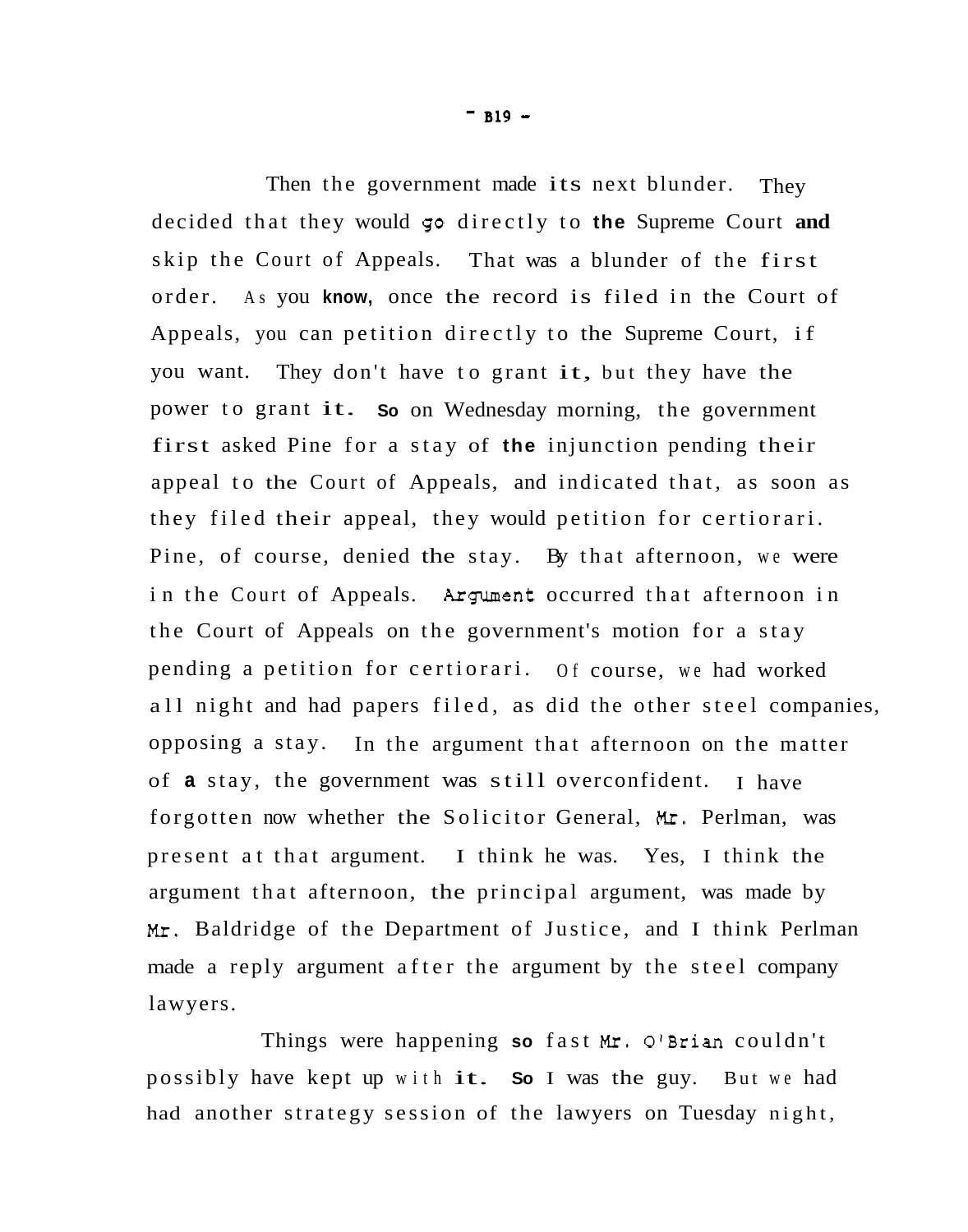Then the government made its next blunder. They decided that they would go directly to the Supreme Court and skip the Court of Appeals. That was a blunder of the first order. As you know, once the record is filed in the Court of Appeals, you can petition directly to the Supreme Court, if you want. They don't have to grant it, but they have the power to grant it. So on Wednesday morning, the government first asked Pine for a stay of the injunction pending their appeal to the Court of Appeals, and indicated that, as soon as they filed their appeal, they would petition for certiorari. Pine, of course, denied the stay. By that afternoon, we were in the Court of Appeals. Argument occurred that afternoon in the Court of Appeals on the government's motion for a stay pending a petition for certiorari. Of course, we had worked all night and had papers filed, as did the other steel companies, opposing a stay. In the argument that afternoon on the matter of a stay, the government was still overconfident. I have forgotten now whether the Solicitor General, Mr. Perlman, was present at that argument. I think he was. Yes, I think the argument that afternoon, the principal argument, was made by Mr. Baldridge of the Department of Justice, and I think Perlman made a reply argument after the argument by the steel company lawyers.

Things were happening so fast Mr. O'Brian couldn't possibly have kept up with it. So I was the guy. But we had had another strategy session of the lawyers on Tuesday night,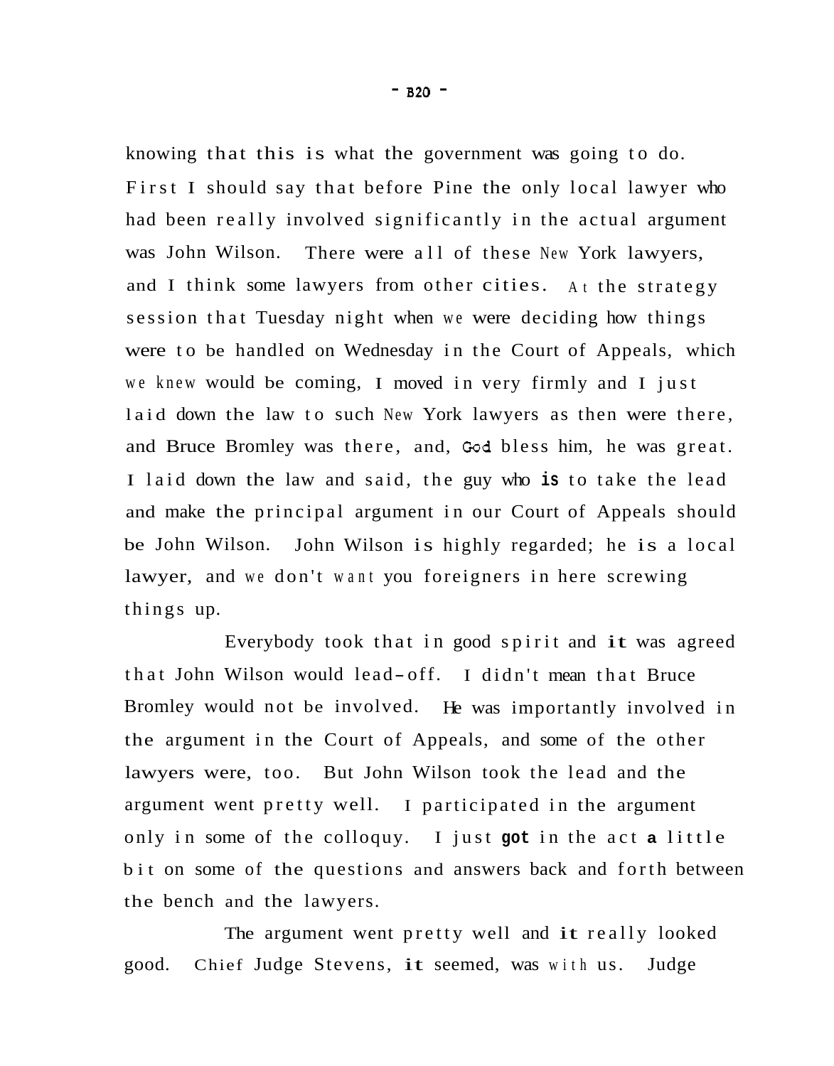knowing that this is what the government was going to do. First I should say that before Pine the only local lawyer who had been really involved significantly in the actual argument was John Wilson. There were all of these New York lawyers, and I think some lawyers from other cities. At the strategy session that Tuesday night when we were deciding how things were to be handled on Wednesday in the Court of Appeals, which we knew would be coming, I moved in very firmly and I just laid down the law to such New York lawyers as then were there, and Bruce Bromley was there, and, God bless him, he was great. I laid down the law and said, the guy who is to take the lead and make the principal argument in our Court of Appeals should be John Wilson. John Wilson is highly regarded; he is a local lawyer, and we don't want you foreigners in here screwing things up.

Everybody took that in good spirit and it was agreed that John Wilson would lead-off. I didn't mean that Bruce Bromley would not be involved. He was importantly involved in the argument in the Court of Appeals, and some of the other lawyers were, too. But John Wilson took the lead and the argument went pretty well. I participated in the argument only in some of the colloquy. I just got in the act a little bit on some of the questions and answers back and forth between the bench and the lawyers.

The argument went pretty well and it really looked good. Chief Judge Stevens, it seemed, was with us. Judge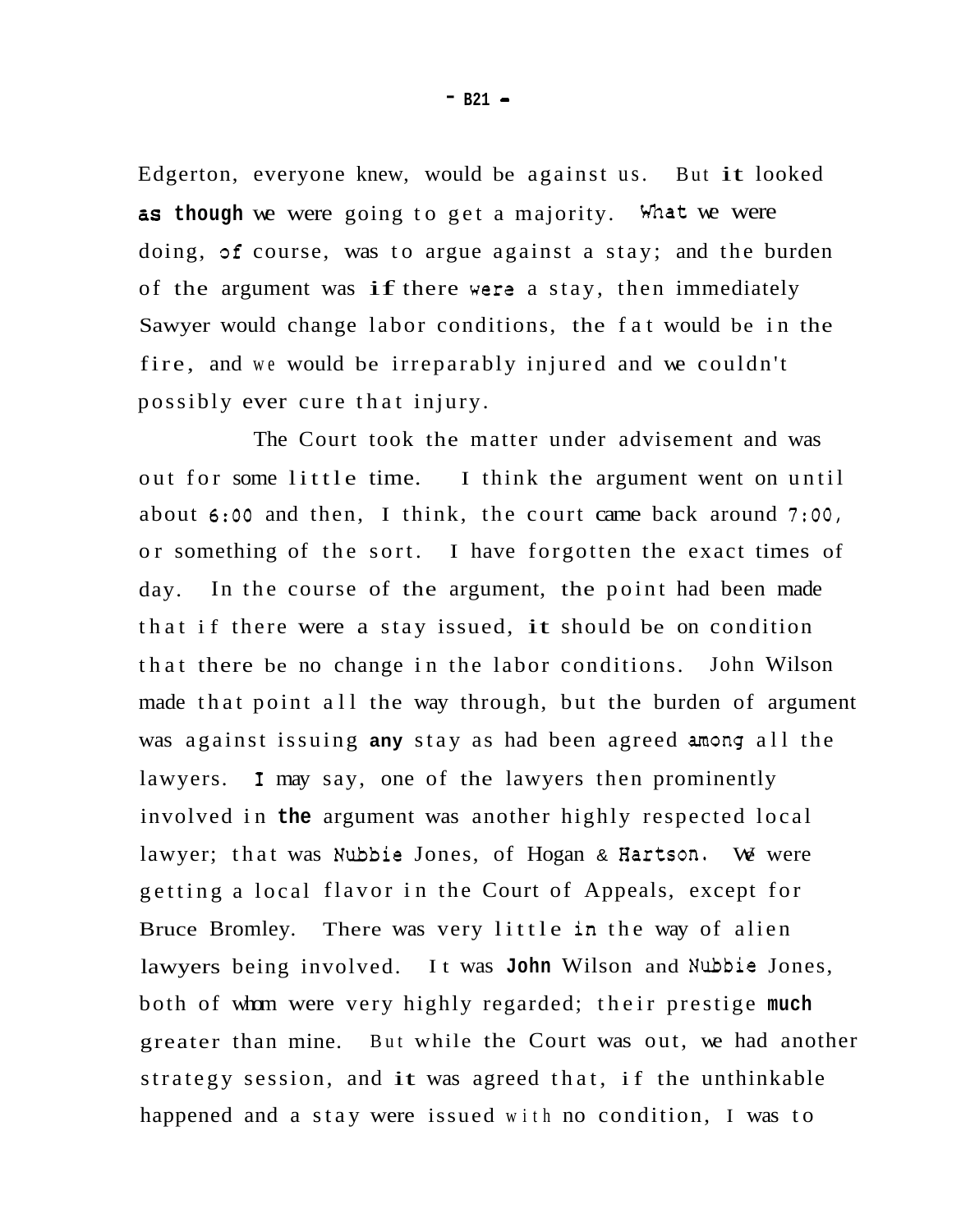Edgerton, everyone knew, would be against us. But it looked as though we were going to get a majority. What we were doing, of course, was to argue against a stay; and the burden of the argument was if there were a stay, then immediately Sawyer would change labor conditions, the fat would be in the fire, and we would be irreparably injured and we couldn't possibly ever cure that injury.

The Court took the matter under advisement and was out for some little time. I think the argument went on until about 6:00 and then, I think, the court came back around 7:00, or something of the sort. I have forgotten the exact times of day. In the course of the argument, the point had been made that if there were a stay issued, it should be on condition that there be no change in the labor conditions. John Wilson made that point all the way through, but the burden of argument was against issuing any stay as had been agreed among all the lawyers. I may say, one of the lawyers then prominently involved in the argument was another highly respected local lawyer; that was Nubbie Jones, of Hogan & Hartson. We were getting a local flavor in the Court of Appeals, except for Bruce Bromley. There was very little in the way of alien lawyers being involved. It was John Wilson and Nubbie Jones, both of whom were very highly regarded; their prestige much greater than mine. But while the Court was out, we had another strategy session, and it was agreed that, if the unthinkable happened and a stay were issued with no condition, I was to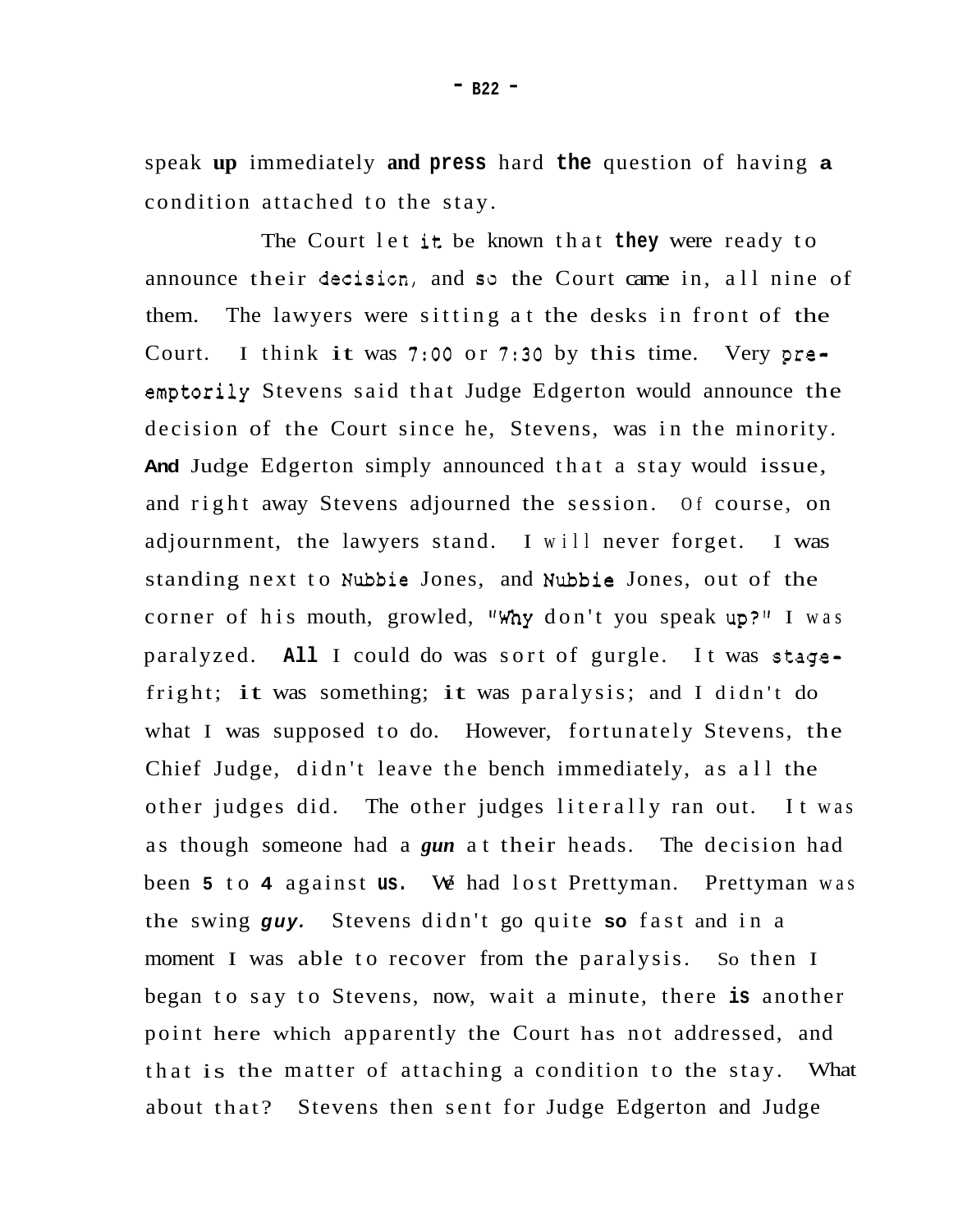speak up immediately and press hard the question of having a condition attached to the stay.

The Court let it be known that they were ready to announce their decision, and so the Court came in, all nine of them. The lawyers were sitting at the desks in front of the Court. I think it was 7:00 or 7:30 by this time. Very pre-emptorily Stevens said that Judge Edgerton would announce the decision of the Court since he, Stevens, was in the minority. And Judge Edgerton simply announced that a stay would issue, and right away Stevens adjourned the session. Of course, on adjournment, the lawyers stand. I will never forget. I was standing next to Nubbie Jones, and Nubbie Jones, out of the corner of his mouth, growled, "Why don't you speak up?" I was paralyzed. All I could do was sort of gurgle. It was stage-fright; it was something; it was paralysis; and I didn't do what I was supposed to do. However, fortunately Stevens, the Chief Judge, didn't leave the bench immediately, as all the other judges did. The other judges literally ran out. It was as though someone had a *gun* at their heads. The decision had been 5 to 4 against us. We had lost Prettyman. Prettyman was the swing *guy.* Stevens didn't go quite so fast and in a moment I was able to recover from the paralysis. So then I began to say to Stevens, now, wait a minute, there is another point here which apparently the Court has not addressed, and that is the matter of attaching a condition to the stay. What about that? Stevens then sent for Judge Edgerton and Judge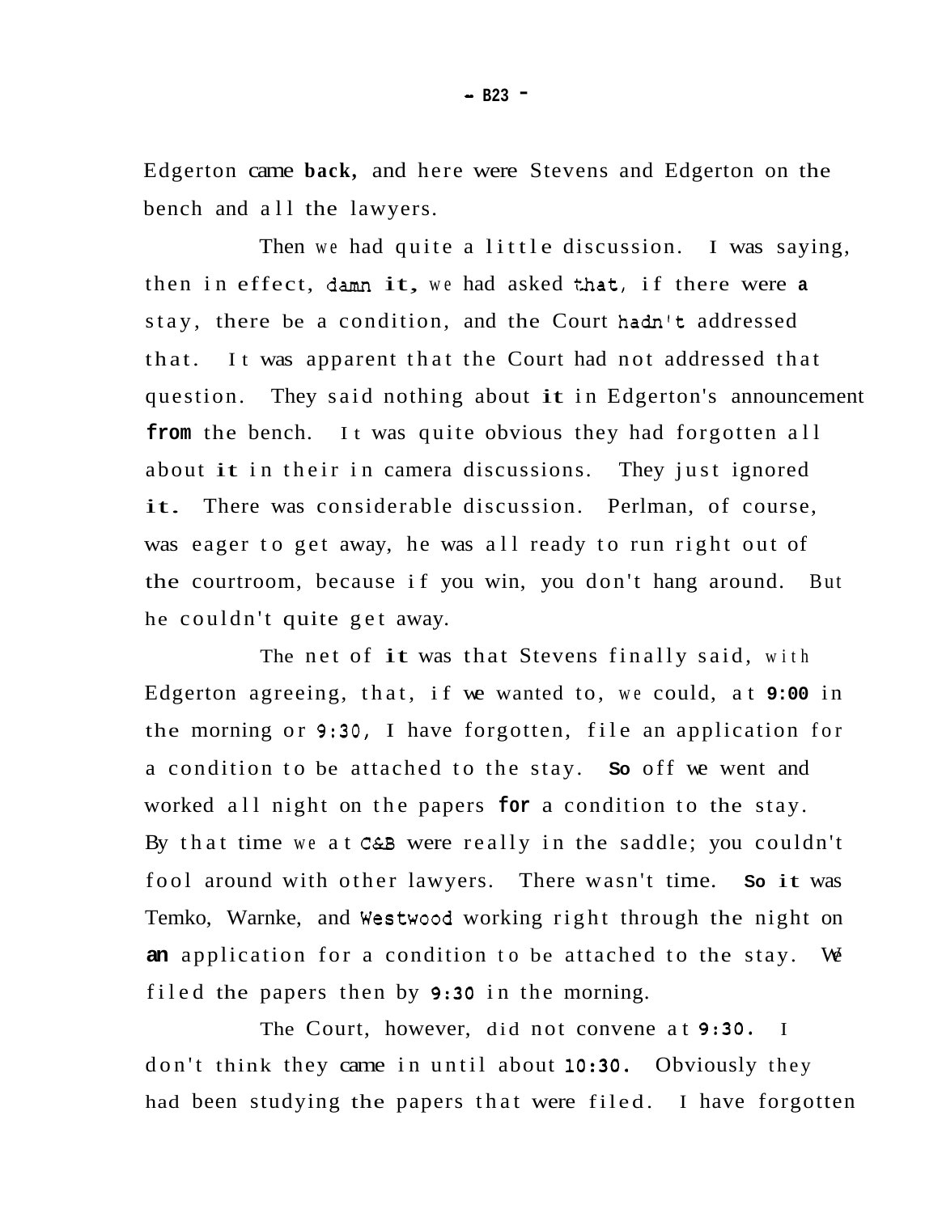Edgerton came back, and here were Stevens and Edgerton on the bench and all the lawyers.

Then we had quite a little discussion. I was saying, then in effect, damn it, we had asked that, if there were a stay, there be a condition, and the Court hadn't addressed that. It was apparent that the Court had not addressed that question. They said nothing about it in Edgerton's announcement from the bench. It was quite obvious they had forgotten all about it in their in camera discussions. They just ignored it. There was considerable discussion. Perlman, of course, was eager to get away, he was all ready to run right out of the courtroom, because if you win, you don't hang around. But he couldn't quite get away.

The net of it was that Stevens finally said, with Edgerton agreeing, that, if we wanted to, we could, at 9:00 in the morning or 9:30, I have forgotten, file an application for a condition to be attached to the stay. So off we went and worked all night on the papers for a condition to the stay. By that time we at C&B were really in the saddle; you couldn't fool around with other lawyers. There wasn't time. So it was Temko, Warnke, and Westwood working right through the night on an application for a condition to be attached to the stay. We filed the papers then by 9:30 in the morning.

The Court, however, did not convene at 9:30. I don't think they came in until about 10:30. Obviously they had been studying the papers that were filed. I have forgotten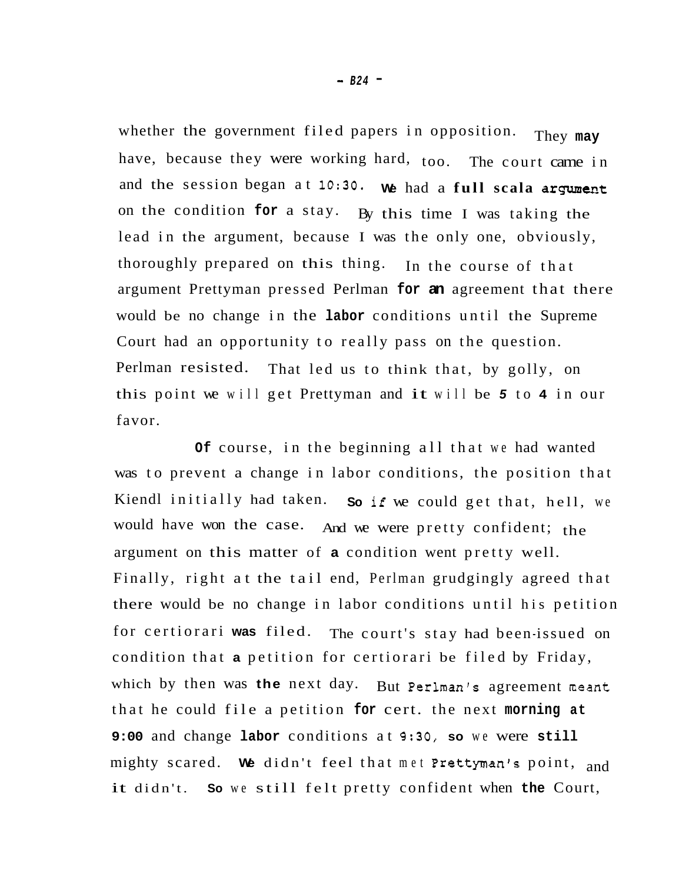whether the government filed papers in opposition. They may have, because they were working hard, too. The court came in and the session began at 10:30. We had a full scala argument on the condition for a stay. By this time I was taking the lead in the argument, because I was the only one, obviously, thoroughly prepared on this thing. In the course of that argument Prettyman pressed Perlman for an agreement that there would be no change in the labor conditions until the Supreme Court had an opportunity to really pass on the question. Perlman resisted. That led us to think that, by golly, on this point we will get Prettyman and it will be 5 to 4 in our favor.

Of course, in the beginning all that we had wanted was to prevent a change in labor conditions, the position that Kiendl initially had taken. So if we could get that, hell, we would have won the case. And we were pretty confident; the argument on this matter of a condition went pretty well. Finally, right at the tail end, Perlman grudgingly agreed that there would be no change in labor conditions until his petition for certiorari was filed. The court's stay had been issued on condition that a petition for certiorari be filed by Friday, which by then was the next day. But Perlman's agreement meant that he could file a petition for cert. the next morning at 9:00 and change labor conditions at 9:30, so we were still mighty scared. We didn't feel that met Prettyman's point, and it didn't. So we still felt pretty confident when the Court,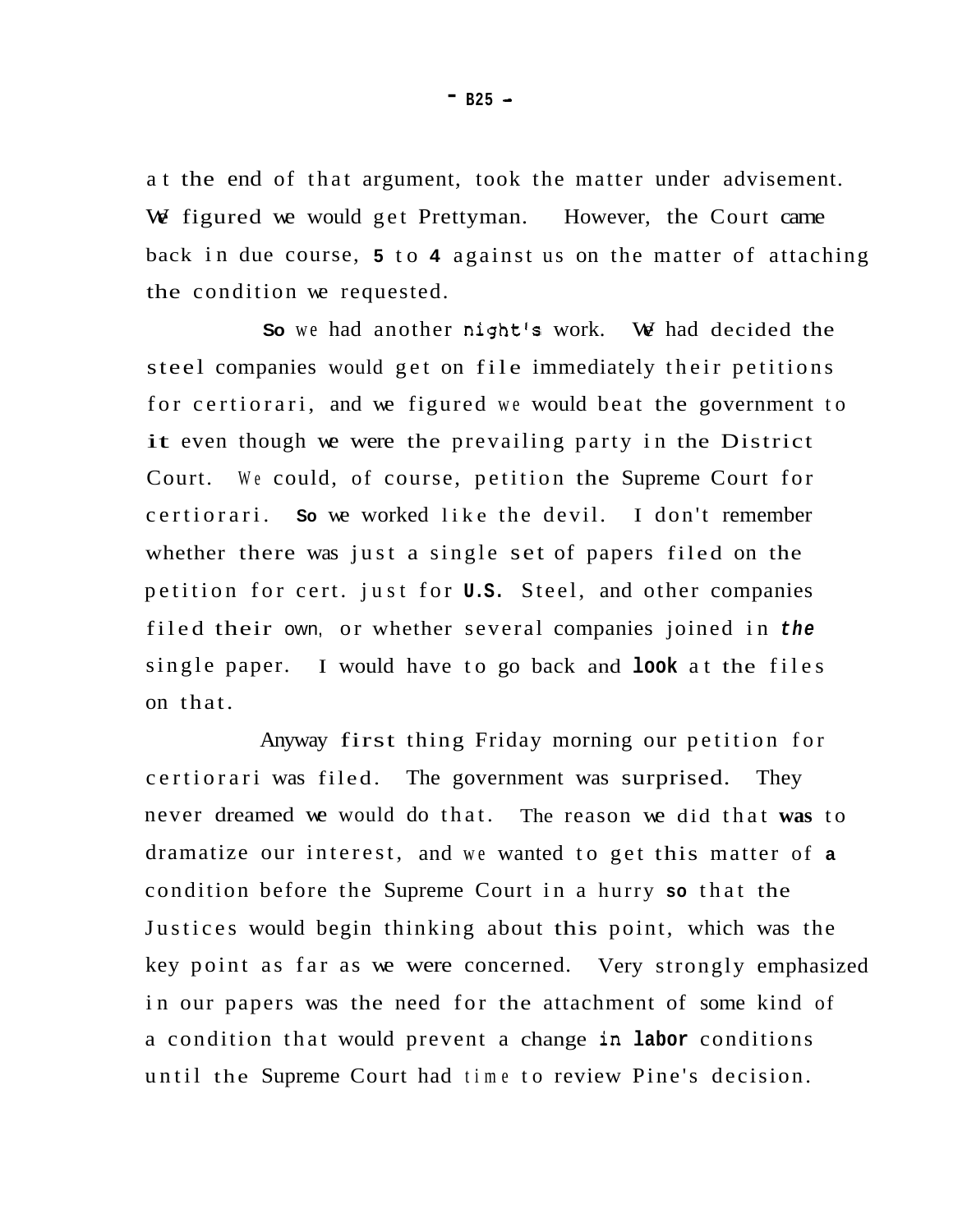at the end of that argument, took the matter under advisement. We figured we would get Prettyman. However, the Court came back in due course, 5 to 4 against us on the matter of attaching the condition we requested.

So we had another night's work. We had decided the steel companies would get on file immediately their petitions for certiorari, and we figured we would beat the government to it even though we were the prevailing party in the District Court. We could, of course, petition the Supreme Court for certiorari. So we worked like the devil. I don't remember whether there was just a single set of papers filed on the petition for cert. just for U.S. Steel, and other companies filed their own, or whether several companies joined in the single paper. I would have to go back and look at the files on that.

Anyway first thing Friday morning our petition for certiorari was filed. The government was surprised. They never dreamed we would do that. The reason we did that was to dramatize our interest, and we wanted to get this matter of a condition before the Supreme Court in a hurry so that the Justices would begin thinking about this point, which was the key point as far as we were concerned. Very strongly emphasized in our papers was the need for the attachment of some kind of a condition that would prevent a change in labor conditions until the Supreme Court had time to review Pine's decision.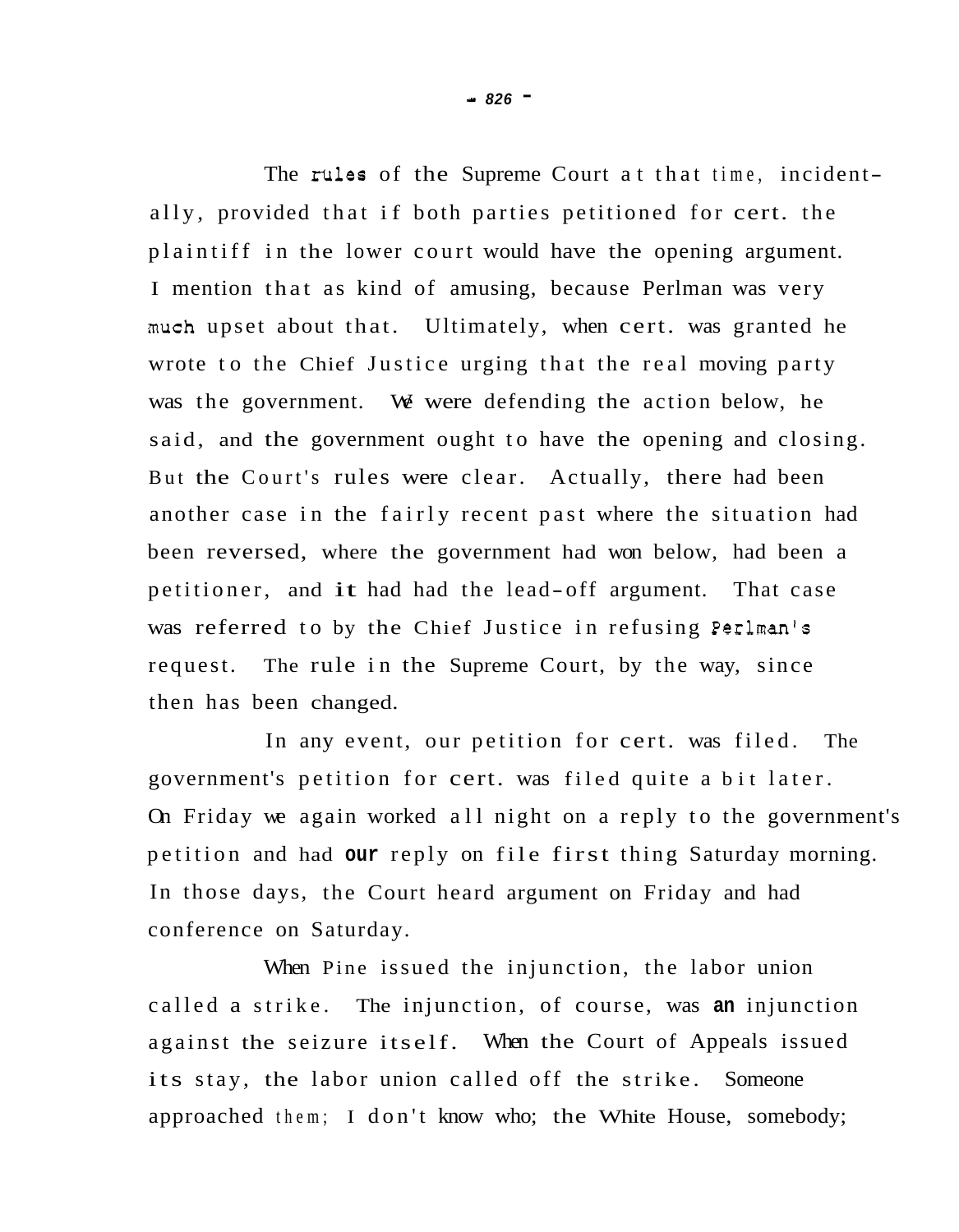The rules of the Supreme Court at that time, incidentally, provided that if both parties petitioned for cert. the plaintiff in the lower court would have the opening argument. I mention that as kind of amusing, because Perlman was very much upset about that. Ultimately, when cert. was granted he wrote to the Chief Justice urging that the real moving party was the government. We were defending the action below, he said, and the government ought to have the opening and closing. But the Court's rules were clear. Actually, there had been another case in the fairly recent past where the situation had been reversed, where the government had won below, had been a petitioner, and it had had the lead-off argument. That case was referred to by the Chief Justice in refusing Perlman's request. The rule in the Supreme Court, by the way, since then has been changed.

In any event, our petition for cert. was filed. The government's petition for cert. was filed quite a bit later. On Friday we again worked all night on a reply to the government's petition and had our reply on file first thing Saturday morning. In those days, the Court heard argument on Friday and had conference on Saturday.

When Pine issued the injunction, the labor union called a strike. The injunction, of course, was an injunction against the seizure itself. When the Court of Appeals issued its stay, the labor union called off the strike. Someone approached them; I don't know who; the White House, somebody;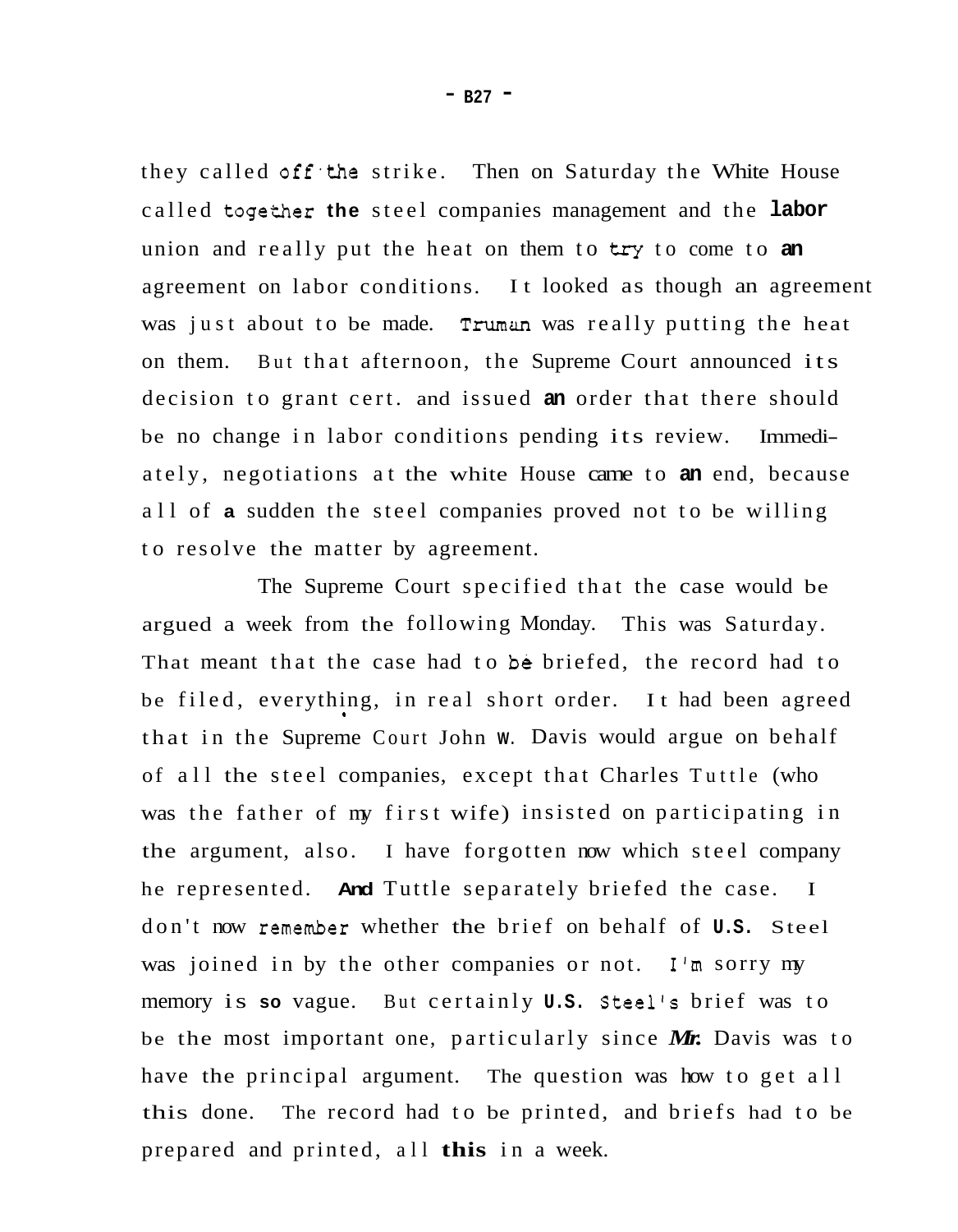they called off the strike. Then on Saturday the White House called together the steel companies management and the labor union and really put the heat on them to try to come to an agreement on labor conditions. It looked as though an agreement was just about to be made. Truman was really putting the heat on them. But that afternoon, the Supreme Court announced its decision to grant cert. and issued an order that there should be no change in labor conditions pending its review. Immediately, negotiations at the white House came to an end, because all of a sudden the steel companies proved not to be willing to resolve the matter by agreement.

The Supreme Court specified that the case would be argued a week from the following Monday. This was Saturday. That meant that the case had to be briefed, the record had to be filed, everything, in real short order. It had been agreed that in the Supreme Court John W. Davis would argue on behalf of all the steel companies, except that Charles Tuttle (who was the father of my first wife) insisted on participating in the argument, also. I have forgotten now which steel company he represented. And Tuttle separately briefed the case. I don't now remember whether the brief on behalf of U.S. Steel was joined in by the other companies or not. I'm sorry my memory is so vague. But certainly U.S. Steel's brief was to be the most important one, particularly since Mr. Davis was to have the principal argument. The question was how to get all this done. The record had to be printed, and briefs had to be prepared and printed, all this in a week.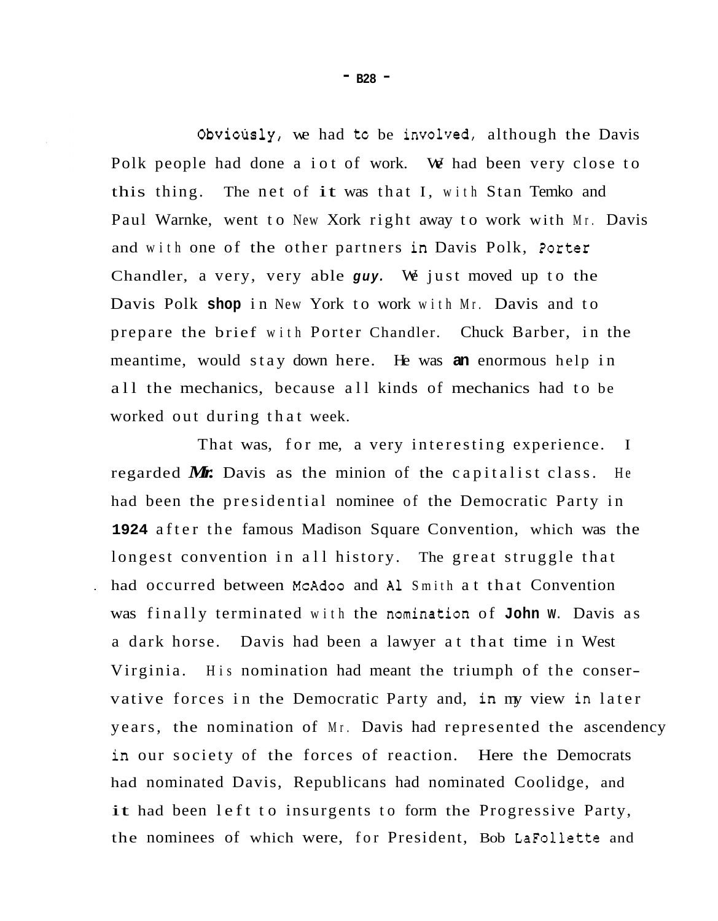Obviously, we had to be involved, although the Davis Polk people had done a iot of work. We had been very close to this thing. The net of it was that I, with Stan Temko and Paul Warnke, went to New Xork right away to work with Mr. Davis and with one of the other partners in Davis Polk, Porter Chandler, a very, very able *guy.* We just moved up to the Davis Polk **shop** in New York to work with Mr. Davis and to prepare the brief with Porter Chandler. Chuck Barber, in the meantime, would stay down here. He was **an** enormous help in all the mechanics, because all kinds of mechanics had to be worked out during that week.

That was, for me, a very interesting experience. I regarded ***Mr.*** Davis as the minion of the capitalist class. He had been the presidential nominee of the Democratic Party in **1924** after the famous Madison Square Convention, which was the longest convention in all history. The great struggle that had occurred between McAdoo and Al Smith at that Convention was finally terminated with the nomination of **John** W. Davis as a dark horse. Davis had been a lawyer at that time in West Virginia. His nomination had meant the triumph of the conservative forces in the Democratic Party and, in my view in later years, the nomination of Mr. Davis had represented the ascendency in our society of the forces of reaction. Here the Democrats had nominated Davis, Republicans had nominated Coolidge, and it had been left to insurgents to form the Progressive Party, the nominees of which were, for President, Bob LaFollette and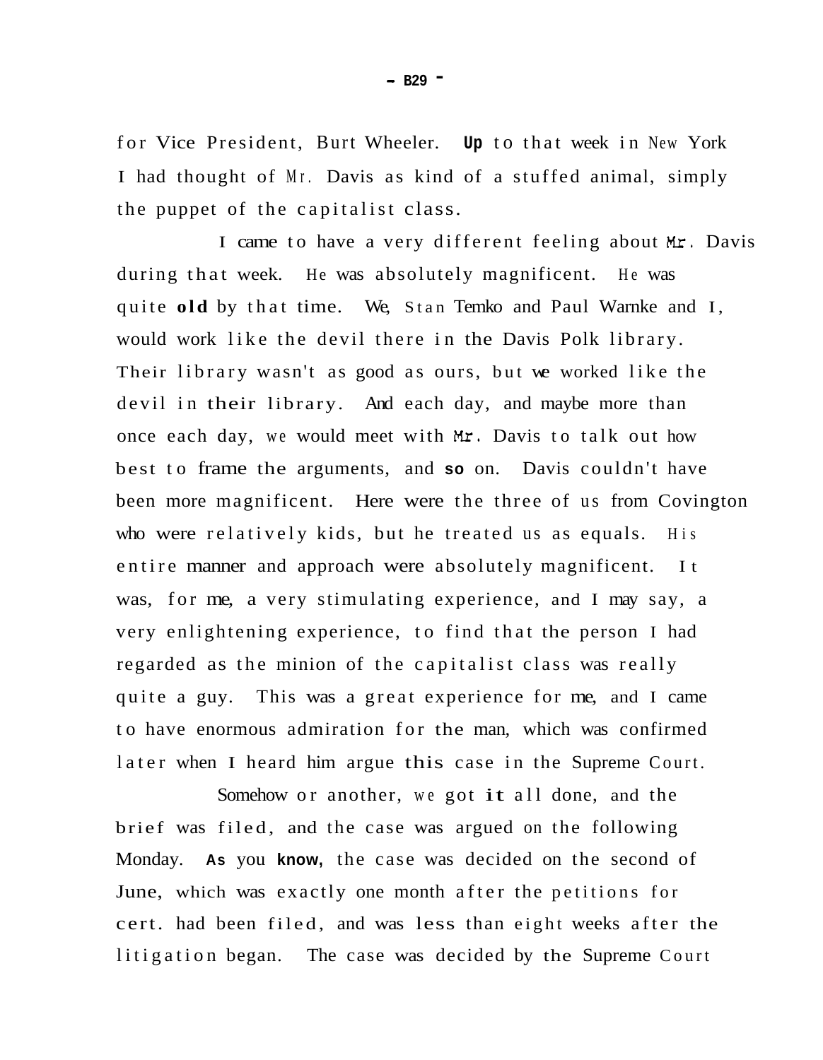for Vice President, Burt Wheeler. Up to that week in New York I had thought of Mr. Davis as kind of a stuffed animal, simply the puppet of the capitalist class.

I came to have a very different feeling about Mr. Davis during that week. He was absolutely magnificent. He was quite old by that time. We, Stan Temko and Paul Warnke and I, would work like the devil there in the Davis Polk library. Their library wasn't as good as ours, but we worked like the devil in their library. And each day, and maybe more than once each day, we would meet with Mr. Davis to talk out how best to frame the arguments, and so on. Davis couldn't have been more magnificent. Here were the three of us from Covington who were relatively kids, but he treated us as equals. His entire manner and approach were absolutely magnificent. It was, for me, a very stimulating experience, and I may say, a very enlightening experience, to find that the person I had regarded as the minion of the capitalist class was really quite a guy. This was a great experience for me, and I came to have enormous admiration for the man, which was confirmed later when I heard him argue this case in the Supreme Court.

Somehow or another, we got it all done, and the brief was filed, and the case was argued on the following Monday. As you know, the case was decided on the second of June, which was exactly one month after the petitions for cert. had been filed, and was less than eight weeks after the litigation began. The case was decided by the Supreme Court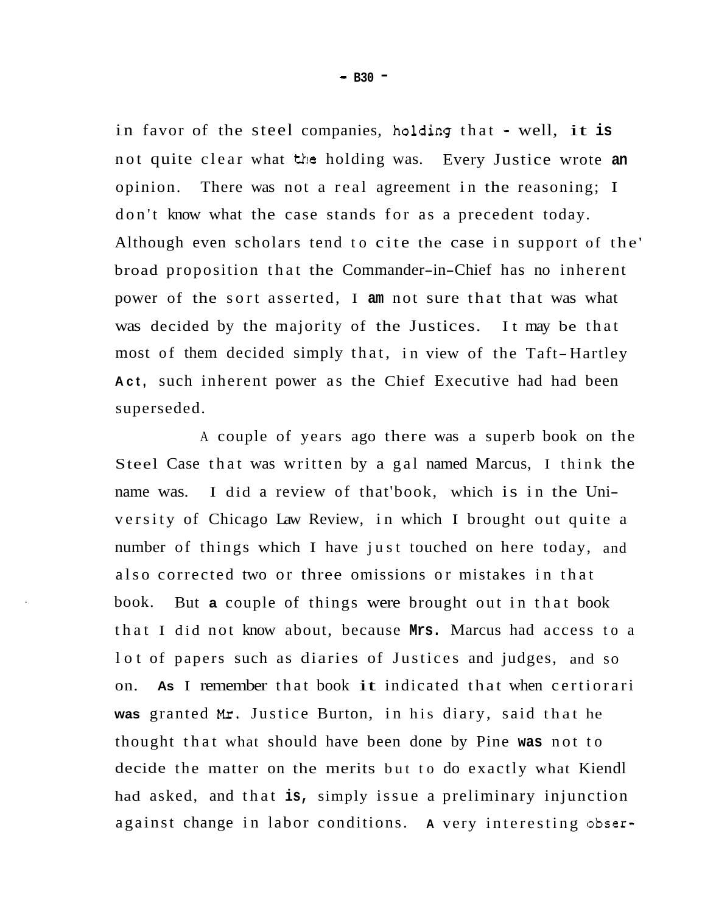in favor of the steel companies, holding that - well, it is not quite clear what the holding was. Every Justice wrote an opinion. There was not a real agreement in the reasoning; I don't know what the case stands for as a precedent today. Although even scholars tend to cite the case in support of the' broad proposition that the Commander-in-Chief has no inherent power of the sort asserted, I am not sure that that was what was decided by the majority of the Justices. It may be that most of them decided simply that, in view of the Taft-Hartley Act, such inherent power as the Chief Executive had had been superseded.

A couple of years ago there was a superb book on the Steel Case that was written by a gal named Marcus, I think the name was. I did a review of that'book, which is in the University of Chicago Law Review, in which I brought out quite a number of things which I have just touched on here today, and also corrected two or three omissions or mistakes in that book. But a couple of things were brought out in that book that I did not know about, because Mrs. Marcus had access to a lot of papers such as diaries of Justices and judges, and so on. As I remember that book it indicated that when certiorari was granted Mr. Justice Burton, in his diary, said that he thought that what should have been done by Pine was not to decide the matter on the merits but to do exactly what Kiendl had asked, and that is, simply issue a preliminary injunction against change in labor conditions. A very interesting obser-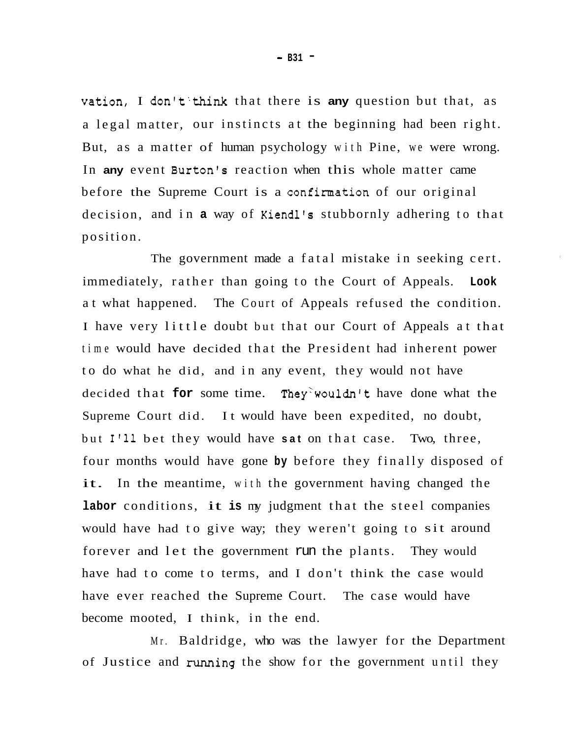vation, I don't think that there is any question but that, as a legal matter, our instincts at the beginning had been right. But, as a matter of human psychology with Pine, we were wrong. In any event Burton's reaction when this whole matter came before the Supreme Court is a confirmation of our original decision, and in a way of Kiendl's stubbornly adhering to that position.

The government made a fatal mistake in seeking cert. immediately, rather than going to the Court of Appeals. Look at what happened. The Court of Appeals refused the condition. I have very little doubt but that our Court of Appeals at that time would have decided that the President had inherent power to do what he did, and in any event, they would not have decided that for some time. They wouldn't have done what the Supreme Court did. It would have been expedited, no doubt, but I'll bet they would have sat on that case. Two, three, four months would have gone by before they finally disposed of it. In the meantime, with the government having changed the labor conditions, it is my judgment that the steel companies would have had to give way; they weren't going to sit around forever and let the government run the plants. They would have had to come to terms, and I don't think the case would have ever reached the Supreme Court. The case would have become mooted, I think, in the end.

Mr. Baldridge, who was the lawyer for the Department of Justice and running the show for the government until they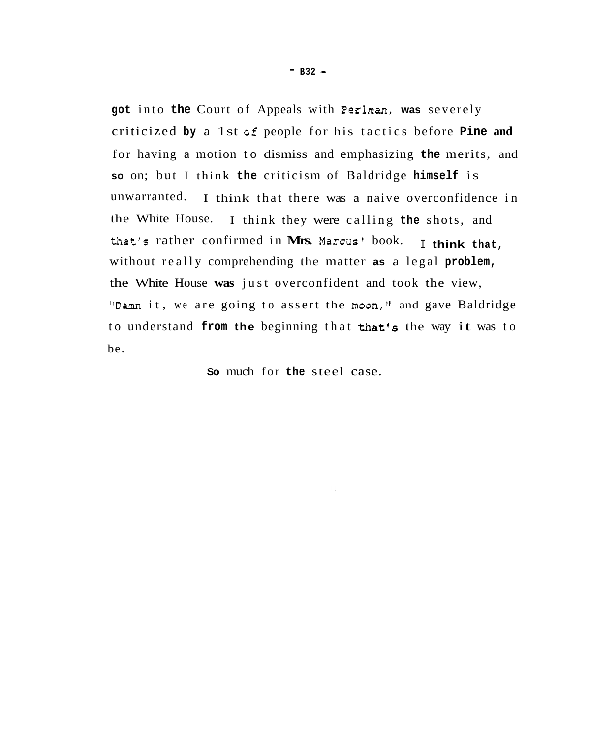got into the Court of Appeals with Perlman, was severely criticized by a 1st of people for his tactics before Pine and for having a motion to dismiss and emphasizing the merits, and so on; but I think the criticism of Baldridge himself is unwarranted. I think that there was a naive overconfidence in the White House. I think they were calling the shots, and that's rather confirmed in Mrs. Marcus' book. I think that, without really comprehending the matter as a legal problem, the White House was just overconfident and took the view, "Damn it, we are going to assert the moon," and gave Baldridge to understand from the beginning that that's the way it was to be.

So much for the steel case.